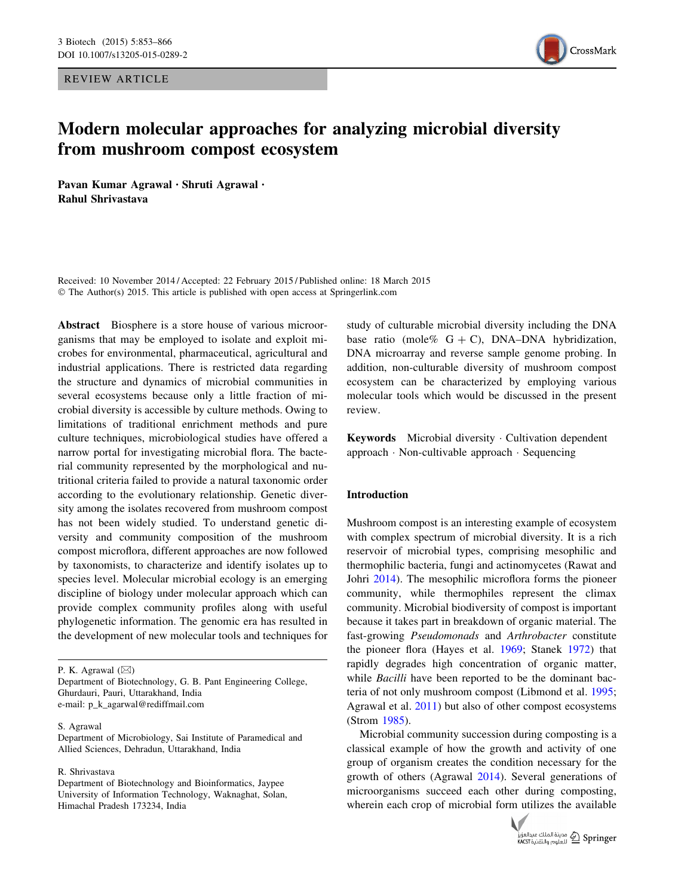REVIEW ARTICLE

# Modern molecular approaches for analyzing microbial diversity from mushroom compost ecosystem

**Pavan Kumar Agrawal · Shruti Agrawal · Rahul Shrivastava**

Received: 10 November 2014 / Accepted: 22 February 2015 / Published online: 18 March 2015
© The Author(s) 2015. This article is published with open access at Springerlink.com

**Abstract** Biosphere is a store house of various microorganisms that may be employed to isolate and exploit microbes for environmental, pharmaceutical, agricultural and industrial applications. There is restricted data regarding the structure and dynamics of microbial communities in several ecosystems because only a little fraction of microbial diversity is accessible by culture methods. Owing to limitations of traditional enrichment methods and pure culture techniques, microbiological studies have offered a narrow portal for investigating microbial flora. The bacterial community represented by the morphological and nutritional criteria failed to provide a natural taxonomic order according to the evolutionary relationship. Genetic diversity among the isolates recovered from mushroom compost has not been widely studied. To understand genetic diversity and community composition of the mushroom compost microflora, different approaches are now followed by taxonomists, to characterize and identify isolates up to species level. Molecular microbial ecology is an emerging discipline of biology under molecular approach which can provide complex community profiles along with useful phylogenetic information. The genomic era has resulted in the development of new molecular tools and techniques for study of culturable microbial diversity including the DNA base ratio (mole% G + C), DNA–DNA hybridization, DNA microarray and reverse sample genome probing. In addition, non-culturable diversity of mushroom compost ecosystem can be characterized by employing various molecular tools which would be discussed in the present review.

**Keywords** Microbial diversity · Cultivation dependent approach · Non-cultivable approach · Sequencing

P. K. Agrawal (✉)
Department of Biotechnology, G. B. Pant Engineering College, Ghurdauri, Pauri, Uttarakhand, India
e-mail: p_k_agarwal@rediffmail.com

S. Agrawal
Department of Microbiology, Sai Institute of Paramedical and Allied Sciences, Dehradun, Uttarakhand, India

R. Shrivastava
Department of Biotechnology and Bioinformatics, Jaypee University of Information Technology, Waknaghat, Solan, Himachal Pradesh 173234, India

## Introduction

Mushroom compost is an interesting example of ecosystem with complex spectrum of microbial diversity. It is a rich reservoir of microbial types, comprising mesophilic and thermophilic bacteria, fungi and actinomycetes (Rawat and Johri 2014). The mesophilic microflora forms the pioneer community, while thermophiles represent the climax community. Microbial biodiversity of compost is important because it takes part in breakdown of organic material. The fast-growing *Pseudomonads* and *Arthrobacter* constitute the pioneer flora (Hayes et al. 1969; Stanek 1972) that rapidly degrades high concentration of organic matter, while *Bacilli* have been reported to be the dominant bacteria of not only mushroom compost (Libmond et al. 1995; Agrawal et al. 2011) but also of other compost ecosystems (Strom 1985).

Microbial community succession during composting is a classical example of how the growth and activity of one group of organism creates the condition necessary for the growth of others (Agrawal 2014). Several generations of microorganisms succeed each other during composting, wherein each crop of microbial form utilizes the available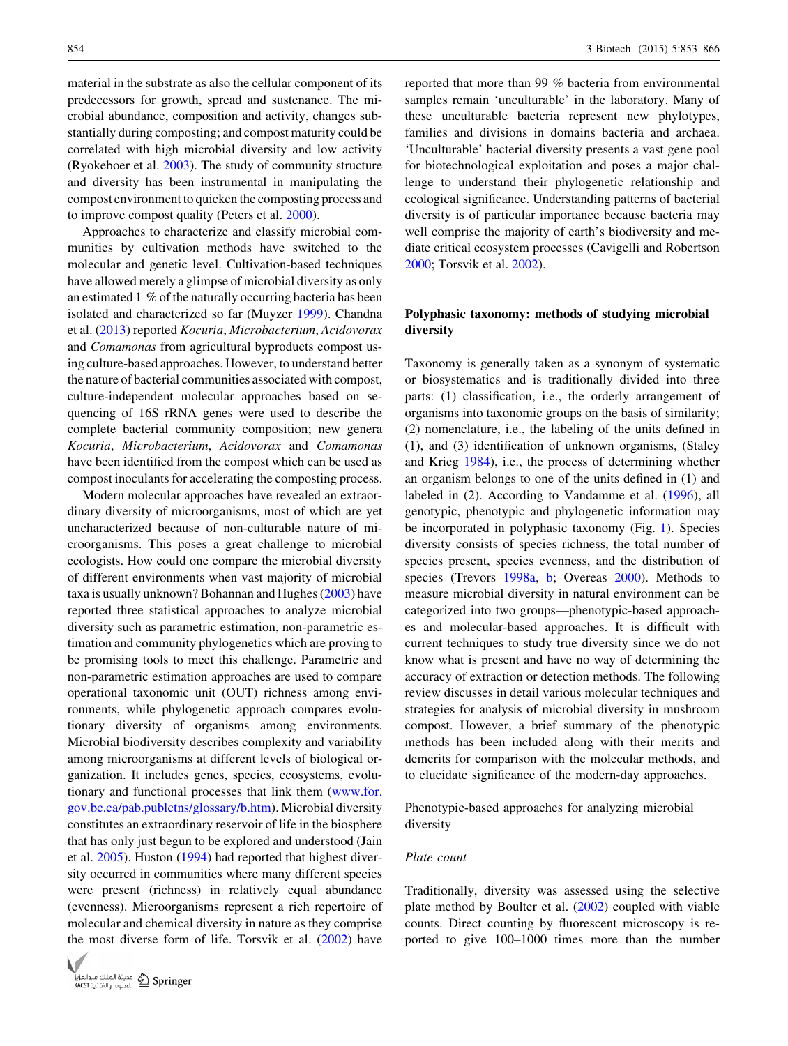material in the substrate as also the cellular component of its predecessors for growth, spread and sustenance. The microbial abundance, composition and activity, changes substantially during composting; and compost maturity could be correlated with high microbial diversity and low activity (Ryokeboer et al. 2003). The study of community structure and diversity has been instrumental in manipulating the compost environment to quicken the composting process and to improve compost quality (Peters et al. 2000).

Approaches to characterize and classify microbial communities by cultivation methods have switched to the molecular and genetic level. Cultivation-based techniques have allowed merely a glimpse of microbial diversity as only an estimated 1 % of the naturally occurring bacteria has been isolated and characterized so far (Muyzer 1999). Chandna et al. (2013) reported *Kocuria*, *Microbacterium*, *Acidovorax* and *Comamonas* from agricultural byproducts compost using culture-based approaches. However, to understand better the nature of bacterial communities associated with compost, culture-independent molecular approaches based on sequencing of 16S rRNA genes were used to describe the complete bacterial community composition; new genera *Kocuria*, *Microbacterium*, *Acidovorax* and *Comamonas* have been identified from the compost which can be used as compost inoculants for accelerating the composting process.

Modern molecular approaches have revealed an extraordinary diversity of microorganisms, most of which are yet uncharacterized because of non-culturable nature of microorganisms. This poses a great challenge to microbial ecologists. How could one compare the microbial diversity of different environments when vast majority of microbial taxa is usually unknown? Bohannan and Hughes (2003) have reported three statistical approaches to analyze microbial diversity such as parametric estimation, non-parametric estimation and community phylogenetics which are proving to be promising tools to meet this challenge. Parametric and non-parametric estimation approaches are used to compare operational taxonomic unit (OUT) richness among environments, while phylogenetic approach compares evolutionary diversity of organisms among environments. Microbial biodiversity describes complexity and variability among microorganisms at different levels of biological organization. It includes genes, species, ecosystems, evolutionary and functional processes that link them (www.for.gov.bc.ca/pab.publctns/glossary/b.htm). Microbial diversity constitutes an extraordinary reservoir of life in the biosphere that has only just begun to be explored and understood (Jain et al. 2005). Huston (1994) had reported that highest diversity occurred in communities where many different species were present (richness) in relatively equal abundance (evenness). Microorganisms represent a rich repertoire of molecular and chemical diversity in nature as they comprise the most diverse form of life. Torsvik et al. (2002) have reported that more than 99 % bacteria from environmental samples remain 'unculturable' in the laboratory. Many of these unculturable bacteria represent new phylotypes, families and divisions in domains bacteria and archaea. 'Unculturable' bacterial diversity presents a vast gene pool for biotechnological exploitation and poses a major challenge to understand their phylogenetic relationship and ecological significance. Understanding patterns of bacterial diversity is of particular importance because bacteria may well comprise the majority of earth's biodiversity and mediate critical ecosystem processes (Cavigelli and Robertson 2000; Torsvik et al. 2002).

## Polyphasic taxonomy: methods of studying microbial diversity

Taxonomy is generally taken as a synonym of systematic or biosystematics and is traditionally divided into three parts: (1) classification, i.e., the orderly arrangement of organisms into taxonomic groups on the basis of similarity; (2) nomenclature, i.e., the labeling of the units defined in (1), and (3) identification of unknown organisms, (Staley and Krieg 1984), i.e., the process of determining whether an organism belongs to one of the units defined in (1) and labeled in (2). According to Vandamme et al. (1996), all genotypic, phenotypic and phylogenetic information may be incorporated in polyphasic taxonomy (Fig. 1). Species diversity consists of species richness, the total number of species present, species evenness, and the distribution of species (Trevors 1998a, b; Overeas 2000). Methods to measure microbial diversity in natural environment can be categorized into two groups—phenotypic-based approaches and molecular-based approaches. It is difficult with current techniques to study true diversity since we do not know what is present and have no way of determining the accuracy of extraction or detection methods. The following review discusses in detail various molecular techniques and strategies for analysis of microbial diversity in mushroom compost. However, a brief summary of the phenotypic methods has been included along with their merits and demerits for comparison with the molecular methods, and to elucidate significance of the modern-day approaches.

### Phenotypic-based approaches for analyzing microbial diversity

#### *Plate count*

Traditionally, diversity was assessed using the selective plate method by Boulter et al. (2002) coupled with viable counts. Direct counting by fluorescent microscopy is reported to give 100–1000 times more than the number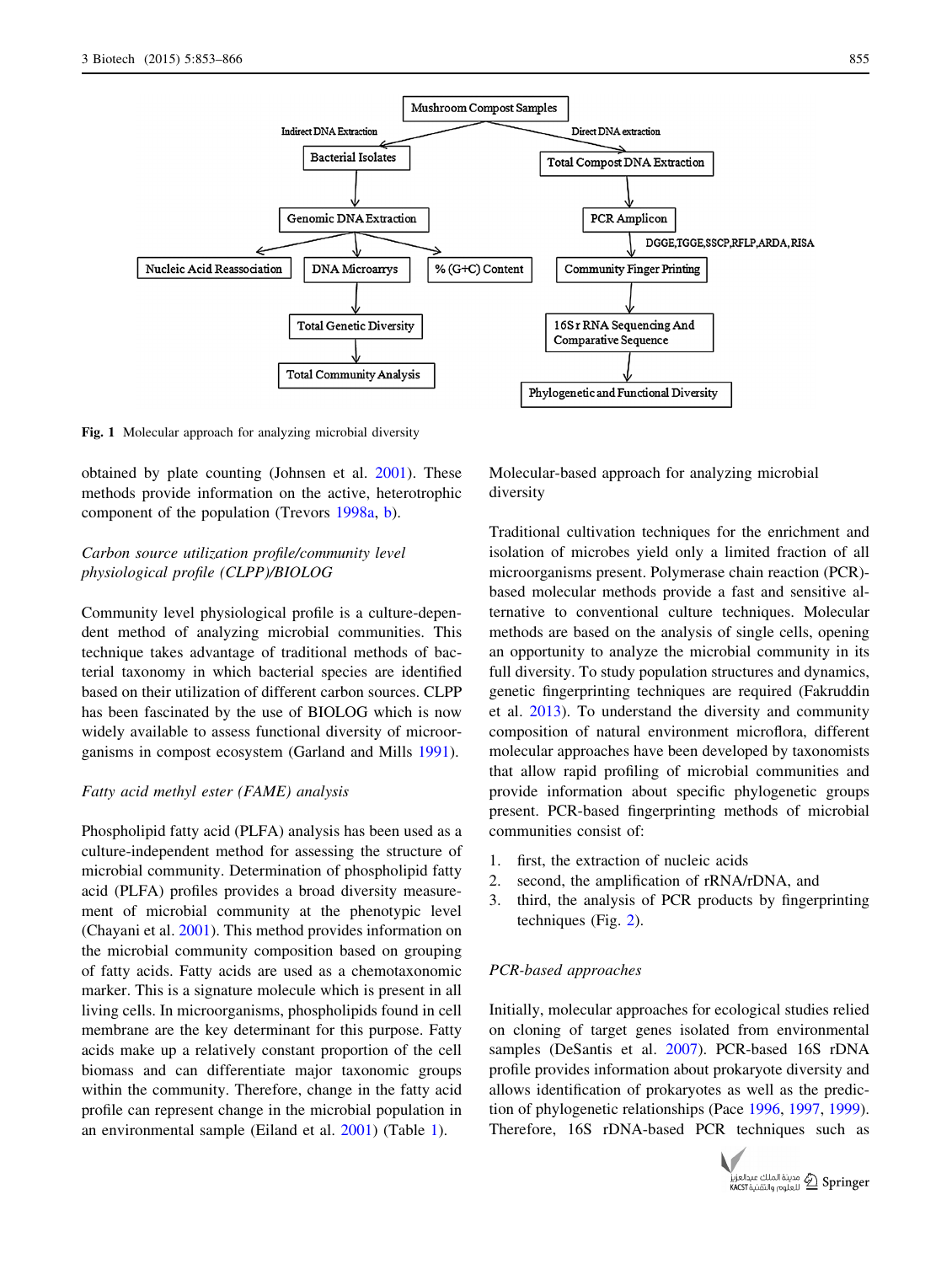Mushroom Compost Samples

Indirect DNA Extraction

Direct DNA extraction

Bacterial Isolates

Total Compost DNA Extraction

Genomic DNA Extraction

PCR Amplicon

DGGE,TGGE,SSCP,RFLP,ARDA,RISA

Nucleic Acid Reassociation

DNA Microarrys

% (G+C) Content

Community Finger Printing

Total Genetic Diversity

16S r RNA Sequencing And Comparative Sequence

Total Community Analysis

Phylogenetic and Functional Diversity

**Fig. 1** Molecular approach for analyzing microbial diversity

obtained by plate counting (Johnsen et al. 2001). These methods provide information on the active, heterotrophic component of the population (Trevors 1998a, b).

### *Carbon source utilization profile/community level physiological profile (CLPP)/BIOLOG*

Community level physiological profile is a culture-dependent method of analyzing microbial communities. This technique takes advantage of traditional methods of bacterial taxonomy in which bacterial species are identified based on their utilization of different carbon sources. CLPP has been fascinated by the use of BIOLOG which is now widely available to assess functional diversity of microorganisms in compost ecosystem (Garland and Mills 1991).

### *Fatty acid methyl ester (FAME) analysis*

Phospholipid fatty acid (PLFA) analysis has been used as a culture-independent method for assessing the structure of microbial community. Determination of phospholipid fatty acid (PLFA) profiles provides a broad diversity measurement of microbial community at the phenotypic level (Chayani et al. 2001). This method provides information on the microbial community composition based on grouping of fatty acids. Fatty acids are used as a chemotaxonomic marker. This is a signature molecule which is present in all living cells. In microorganisms, phospholipids found in cell membrane are the key determinant for this purpose. Fatty acids make up a relatively constant proportion of the cell biomass and can differentiate major taxonomic groups within the community. Therefore, change in the fatty acid profile can represent change in the microbial population in an environmental sample (Eiland et al. 2001) (Table 1).

## Molecular-based approach for analyzing microbial diversity

Traditional cultivation techniques for the enrichment and isolation of microbes yield only a limited fraction of all microorganisms present. Polymerase chain reaction (PCR)-based molecular methods provide a fast and sensitive alternative to conventional culture techniques. Molecular methods are based on the analysis of single cells, opening an opportunity to analyze the microbial community in its full diversity. To study population structures and dynamics, genetic fingerprinting techniques are required (Fakruddin et al. 2013). To understand the diversity and community composition of natural environment microflora, different molecular approaches have been developed by taxonomists that allow rapid profiling of microbial communities and provide information about specific phylogenetic groups present. PCR-based fingerprinting methods of microbial communities consist of:

1. first, the extraction of nucleic acids
2. second, the amplification of rRNA/rDNA, and
3. third, the analysis of PCR products by fingerprinting techniques (Fig. 2).

### *PCR-based approaches*

Initially, molecular approaches for ecological studies relied on cloning of target genes isolated from environmental samples (DeSantis et al. 2007). PCR-based 16S rDNA profile provides information about prokaryote diversity and allows identification of prokaryotes as well as the prediction of phylogenetic relationships (Pace 1996, 1997, 1999). Therefore, 16S rDNA-based PCR techniques such as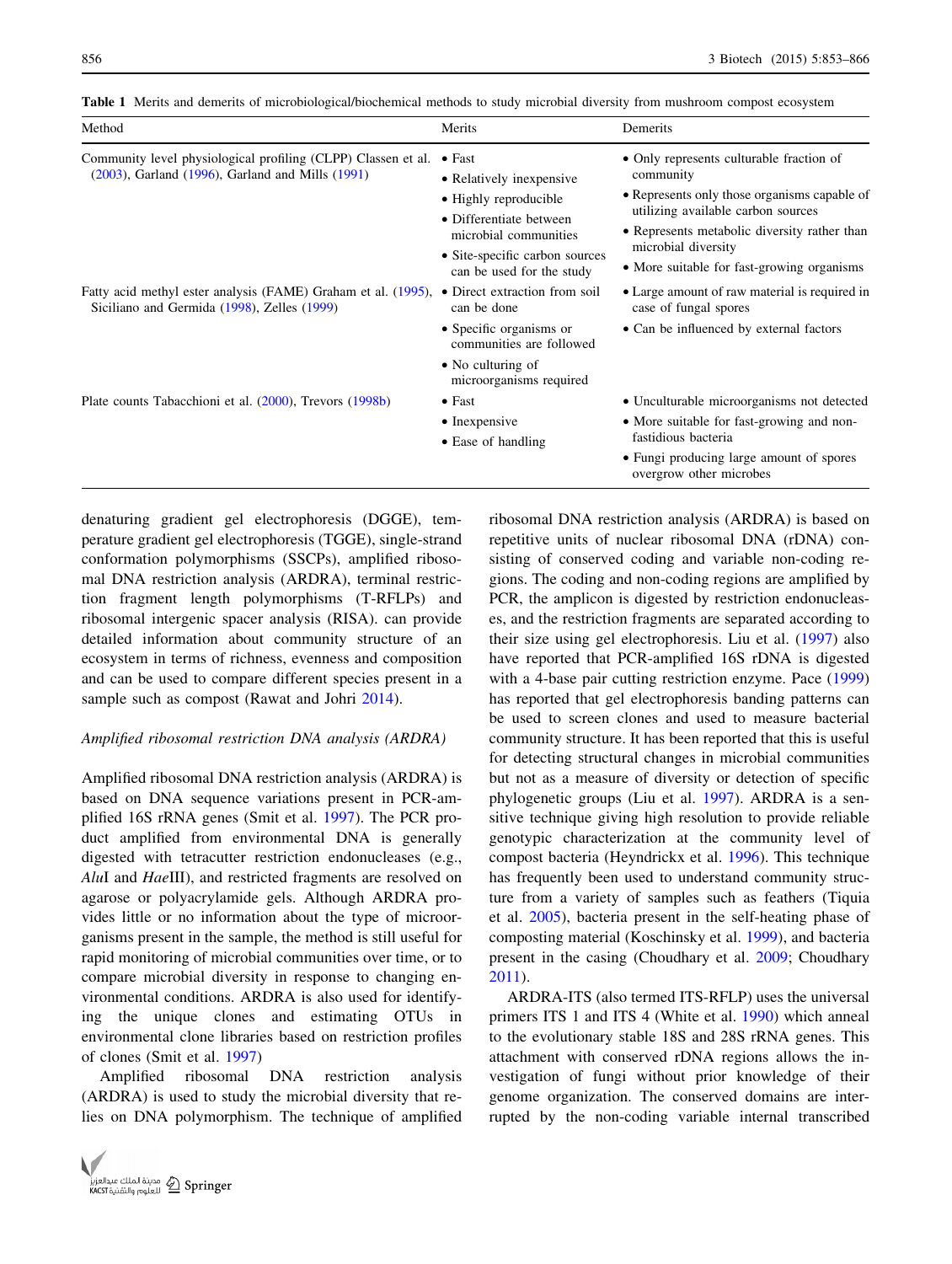**Table 1** Merits and demerits of microbiological/biochemical methods to study microbial diversity from mushroom compost ecosystem

| Method | Merits | Demerits |
| --- | --- | --- |
| Community level physiological profiling (CLPP) Classen et al. (2003), Garland (1996), Garland and Mills (1991) | • Fast<br>• Relatively inexpensive<br>• Highly reproducible<br>• Differentiate between microbial communities<br>• Site-specific carbon sources can be used for the study | • Only represents culturable fraction of community<br>• Represents only those organisms capable of utilizing available carbon sources<br>• Represents metabolic diversity rather than microbial diversity<br>• More suitable for fast-growing organisms |
| Fatty acid methyl ester analysis (FAME) Graham et al. (1995), Siciliano and Germida (1998), Zelles (1999) | • Direct extraction from soil can be done<br>• Specific organisms or communities are followed<br>• No culturing of microorganisms required | • Large amount of raw material is required in case of fungal spores<br>• Can be influenced by external factors |
| Plate counts Tabacchioni et al. (2000), Trevors (1998b) | • Fast<br>• Inexpensive<br>• Ease of handling | • Unculturable microorganisms not detected<br>• More suitable for fast-growing and non-fastidious bacteria<br>• Fungi producing large amount of spores overgrow other microbes |

denaturing gradient gel electrophoresis (DGGE), temperature gradient gel electrophoresis (TGGE), single-strand conformation polymorphisms (SSCPs), amplified ribosomal DNA restriction analysis (ARDRA), terminal restriction fragment length polymorphisms (T-RFLPs) and ribosomal intergenic spacer analysis (RISA). can provide detailed information about community structure of an ecosystem in terms of richness, evenness and composition and can be used to compare different species present in a sample such as compost (Rawat and Johri 2014).

*Amplified ribosomal restriction DNA analysis (ARDRA)*

Amplified ribosomal DNA restriction analysis (ARDRA) is based on DNA sequence variations present in PCR-amplified 16S rRNA genes (Smit et al. 1997). The PCR product amplified from environmental DNA is generally digested with tetracutter restriction endonucleases (e.g., *Alu*I and *Hae*III), and restricted fragments are resolved on agarose or polyacrylamide gels. Although ARDRA provides little or no information about the type of microorganisms present in the sample, the method is still useful for rapid monitoring of microbial communities over time, or to compare microbial diversity in response to changing environmental conditions. ARDRA is also used for identifying the unique clones and estimating OTUs in environmental clone libraries based on restriction profiles of clones (Smit et al. 1997)

Amplified ribosomal DNA restriction analysis (ARDRA) is used to study the microbial diversity that relies on DNA polymorphism. The technique of amplified ribosomal DNA restriction analysis (ARDRA) is based on repetitive units of nuclear ribosomal DNA (rDNA) consisting of conserved coding and variable non-coding regions. The coding and non-coding regions are amplified by PCR, the amplicon is digested by restriction endonucleases, and the restriction fragments are separated according to their size using gel electrophoresis. Liu et al. (1997) also have reported that PCR-amplified 16S rDNA is digested with a 4-base pair cutting restriction enzyme. Pace (1999) has reported that gel electrophoresis banding patterns can be used to screen clones and used to measure bacterial community structure. It has been reported that this is useful for detecting structural changes in microbial communities but not as a measure of diversity or detection of specific phylogenetic groups (Liu et al. 1997). ARDRA is a sensitive technique giving high resolution to provide reliable genotypic characterization at the community level of compost bacteria (Heyndrickx et al. 1996). This technique has frequently been used to understand community structure from a variety of samples such as feathers (Tiquia et al. 2005), bacteria present in the self-heating phase of composting material (Koschinsky et al. 1999), and bacteria present in the casing (Choudhary et al. 2009; Choudhary 2011).

ARDRA-ITS (also termed ITS-RFLP) uses the universal primers ITS 1 and ITS 4 (White et al. 1990) which anneal to the evolutionary stable 18S and 28S rRNA genes. This attachment with conserved rDNA regions allows the investigation of fungi without prior knowledge of their genome organization. The conserved domains are interrupted by the non-coding variable internal transcribed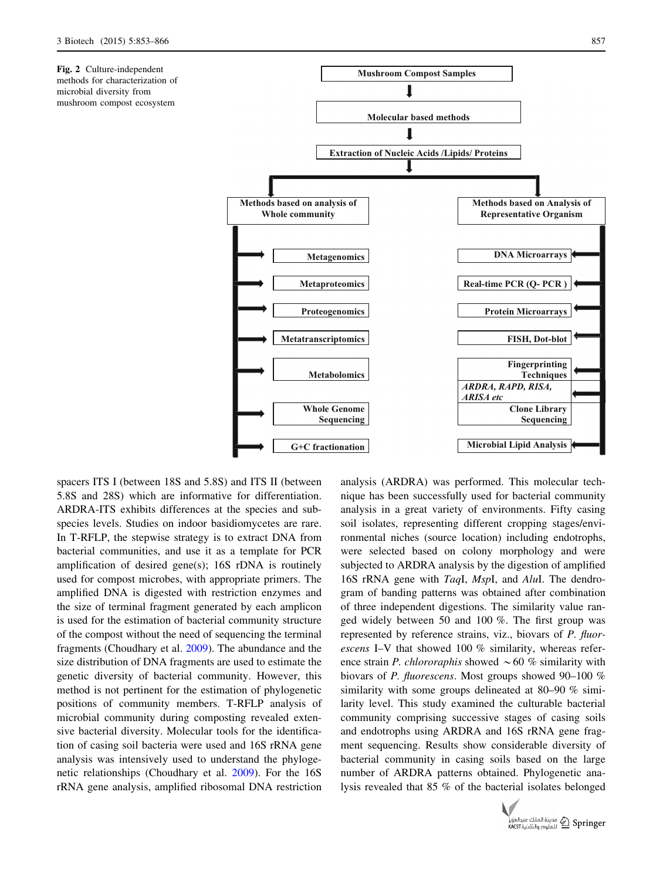**Fig. 2** Culture-independent methods for characterization of microbial diversity from mushroom compost ecosystem

- Mushroom Compost Samples
  - Molecular based methods
    - Extraction of Nucleic Acids /Lipids/ Proteins
      - Methods based on analysis of Whole community
        - Metagenomics
        - Metaproteomics
        - Proteogenomics
        - Metatranscriptomics
        - Metabolomics
        - Whole Genome Sequencing
        - G+C fractionation
      - Methods based on Analysis of Representative Organism
        - DNA Microarrays
        - Real-time PCR (Q- PCR )
        - Protein Microarrays
        - FISH, Dot-blot
        - Fingerprinting Techniques
        - *ARDRA, RAPD, RISA, ARISA etc*
        - Clone Library Sequencing
        - Microbial Lipid Analysis

spacers ITS I (between 18S and 5.8S) and ITS II (between 5.8S and 28S) which are informative for differentiation. ARDRA-ITS exhibits differences at the species and subspecies levels. Studies on indoor basidiomycetes are rare. In T-RFLP, the stepwise strategy is to extract DNA from bacterial communities, and use it as a template for PCR amplification of desired gene(s); 16S rDNA is routinely used for compost microbes, with appropriate primers. The amplified DNA is digested with restriction enzymes and the size of terminal fragment generated by each amplicon is used for the estimation of bacterial community structure of the compost without the need of sequencing the terminal fragments (Choudhary et al. 2009). The abundance and the size distribution of DNA fragments are used to estimate the genetic diversity of bacterial community. However, this method is not pertinent for the estimation of phylogenetic positions of community members. T-RFLP analysis of microbial community during composting revealed extensive bacterial diversity. Molecular tools for the identification of casing soil bacteria were used and 16S rRNA gene analysis was intensively used to understand the phylogenetic relationships (Choudhary et al. 2009). For the 16S rRNA gene analysis, amplified ribosomal DNA restriction analysis (ARDRA) was performed. This molecular technique has been successfully used for bacterial community analysis in a great variety of environments. Fifty casing soil isolates, representing different cropping stages/environmental niches (source location) including endotrophs, were selected based on colony morphology and were subjected to ARDRA analysis by the digestion of amplified 16S rRNA gene with *Taq*I, *Msp*I, and *Alu*I. The dendrogram of banding patterns was obtained after combination of three independent digestions. The similarity value ranged widely between 50 and 100 %. The first group was represented by reference strains, viz., biovars of *P. fluorescens* I–V that showed 100 % similarity, whereas reference strain *P. chlororaphis* showed ~60 % similarity with biovars of *P. fluorescens*. Most groups showed 90–100 % similarity with some groups delineated at 80–90 % similarity level. This study examined the culturable bacterial community comprising successive stages of casing soils and endotrophs using ARDRA and 16S rRNA gene fragment sequencing. Results show considerable diversity of bacterial community in casing soils based on the large number of ARDRA patterns obtained. Phylogenetic analysis revealed that 85 % of the bacterial isolates belonged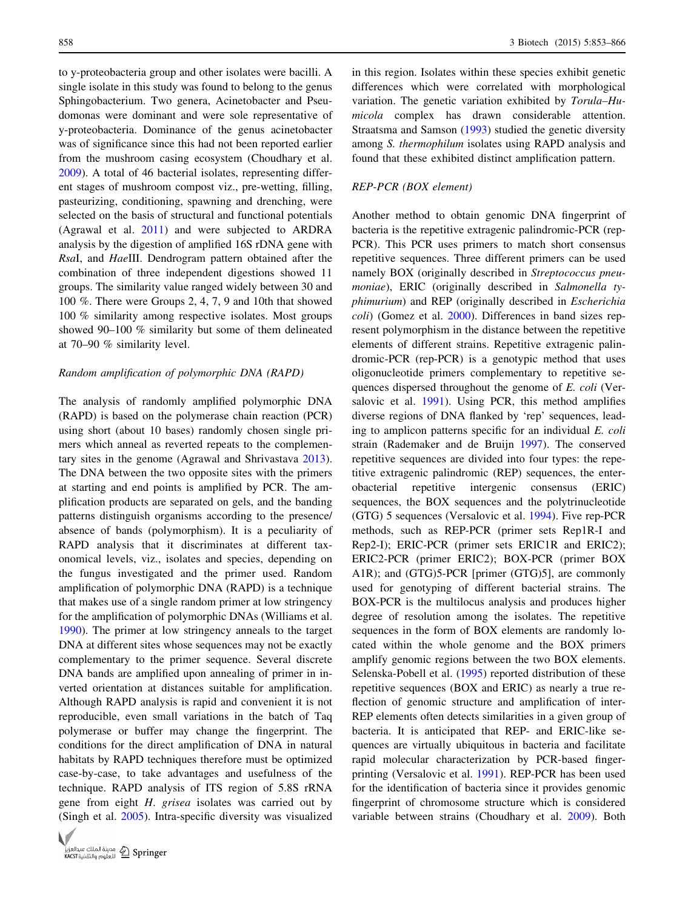to γ-proteobacteria group and other isolates were bacilli. A single isolate in this study was found to belong to the genus Sphingobacterium. Two genera, Acinetobacter and Pseudomonas were dominant and were sole representative of γ-proteobacteria. Dominance of the genus acinetobacter was of significance since this had not been reported earlier from the mushroom casing ecosystem (Choudhary et al. 2009). A total of 46 bacterial isolates, representing different stages of mushroom compost viz., pre-wetting, filling, pasteurizing, conditioning, spawning and drenching, were selected on the basis of structural and functional potentials (Agrawal et al. 2011) and were subjected to ARDRA analysis by the digestion of amplified 16S rDNA gene with *Rsa*I, and *Hae*III. Dendrogram pattern obtained after the combination of three independent digestions showed 11 groups. The similarity value ranged widely between 30 and 100 %. There were Groups 2, 4, 7, 9 and 10th that showed 100 % similarity among respective isolates. Most groups showed 90–100 % similarity but some of them delineated at 70–90 % similarity level.

*Random amplification of polymorphic DNA (RAPD)*

The analysis of randomly amplified polymorphic DNA (RAPD) is based on the polymerase chain reaction (PCR) using short (about 10 bases) randomly chosen single primers which anneal as reverted repeats to the complementary sites in the genome (Agrawal and Shrivastava 2013). The DNA between the two opposite sites with the primers at starting and end points is amplified by PCR. The amplification products are separated on gels, and the banding patterns distinguish organisms according to the presence/absence of bands (polymorphism). It is a peculiarity of RAPD analysis that it discriminates at different taxonomical levels, viz., isolates and species, depending on the fungus investigated and the primer used. Random amplification of polymorphic DNA (RAPD) is a technique that makes use of a single random primer at low stringency for the amplification of polymorphic DNAs (Williams et al. 1990). The primer at low stringency anneals to the target DNA at different sites whose sequences may not be exactly complementary to the primer sequence. Several discrete DNA bands are amplified upon annealing of primer in inverted orientation at distances suitable for amplification. Although RAPD analysis is rapid and convenient it is not reproducible, even small variations in the batch of Taq polymerase or buffer may change the fingerprint. The conditions for the direct amplification of DNA in natural habitats by RAPD techniques therefore must be optimized case-by-case, to take advantages and usefulness of the technique. RAPD analysis of ITS region of 5.8S rRNA gene from eight *H. grisea* isolates was carried out by (Singh et al. 2005). Intra-specific diversity was visualized in this region. Isolates within these species exhibit genetic differences which were correlated with morphological variation. The genetic variation exhibited by *Torula–Humicola* complex has drawn considerable attention. Straatsma and Samson (1993) studied the genetic diversity among *S. thermophilum* isolates using RAPD analysis and found that these exhibited distinct amplification pattern.

*REP-PCR (BOX element)*

Another method to obtain genomic DNA fingerprint of bacteria is the repetitive extragenic palindromic-PCR (rep-PCR). This PCR uses primers to match short consensus repetitive sequences. Three different primers can be used namely BOX (originally described in *Streptococcus pneumoniae*), ERIC (originally described in *Salmonella typhimurium*) and REP (originally described in *Escherichia coli*) (Gomez et al. 2000). Differences in band sizes represent polymorphism in the distance between the repetitive elements of different strains. Repetitive extragenic palindromic-PCR (rep-PCR) is a genotypic method that uses oligonucleotide primers complementary to repetitive sequences dispersed throughout the genome of *E. coli* (Versalovic et al. 1991). Using PCR, this method amplifies diverse regions of DNA flanked by 'rep' sequences, leading to amplicon patterns specific for an individual *E. coli* strain (Rademaker and de Bruijn 1997). The conserved repetitive sequences are divided into four types: the repetitive extragenic palindromic (REP) sequences, the enterobacterial repetitive intergenic consensus (ERIC) sequences, the BOX sequences and the polytrinucleotide (GTG) 5 sequences (Versalovic et al. 1994). Five rep-PCR methods, such as REP-PCR (primer sets Rep1R-I and Rep2-I); ERIC-PCR (primer sets ERIC1R and ERIC2); ERIC2-PCR (primer ERIC2); BOX-PCR (primer BOX A1R); and (GTG)5-PCR [primer (GTG)5], are commonly used for genotyping of different bacterial strains. The BOX-PCR is the multilocus analysis and produces higher degree of resolution among the isolates. The repetitive sequences in the form of BOX elements are randomly located within the whole genome and the BOX primers amplify genomic regions between the two BOX elements. Selenska-Pobell et al. (1995) reported distribution of these repetitive sequences (BOX and ERIC) as nearly a true reflection of genomic structure and amplification of inter-REP elements often detects similarities in a given group of bacteria. It is anticipated that REP- and ERIC-like sequences are virtually ubiquitous in bacteria and facilitate rapid molecular characterization by PCR-based fingerprinting (Versalovic et al. 1991). REP-PCR has been used for the identification of bacteria since it provides genomic fingerprint of chromosome structure which is considered variable between strains (Choudhary et al. 2009). Both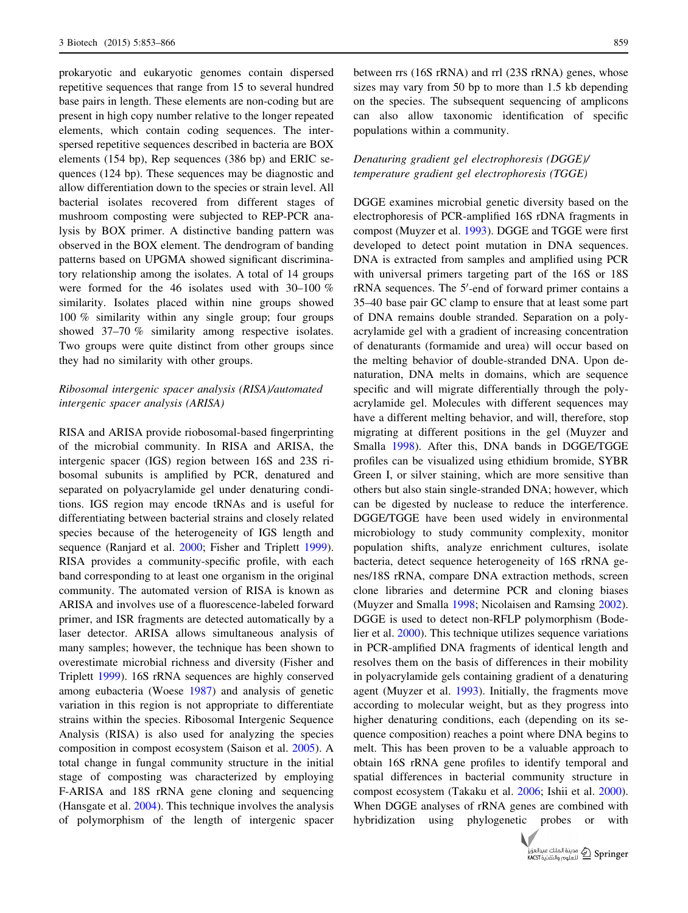prokaryotic and eukaryotic genomes contain dispersed repetitive sequences that range from 15 to several hundred base pairs in length. These elements are non-coding but are present in high copy number relative to the longer repeated elements, which contain coding sequences. The interspersed repetitive sequences described in bacteria are BOX elements (154 bp), Rep sequences (386 bp) and ERIC sequences (124 bp). These sequences may be diagnostic and allow differentiation down to the species or strain level. All bacterial isolates recovered from different stages of mushroom composting were subjected to REP-PCR analysis by BOX primer. A distinctive banding pattern was observed in the BOX element. The dendrogram of banding patterns based on UPGMA showed significant discriminatory relationship among the isolates. A total of 14 groups were formed for the 46 isolates used with 30–100 % similarity. Isolates placed within nine groups showed 100 % similarity within any single group; four groups showed 37–70 % similarity among respective isolates. Two groups were quite distinct from other groups since they had no similarity with other groups.

### *Ribosomal intergenic spacer analysis (RISA)/automated intergenic spacer analysis (ARISA)*

RISA and ARISA provide riobosomal-based fingerprinting of the microbial community. In RISA and ARISA, the intergenic spacer (IGS) region between 16S and 23S ribosomal subunits is amplified by PCR, denatured and separated on polyacrylamide gel under denaturing conditions. IGS region may encode tRNAs and is useful for differentiating between bacterial strains and closely related species because of the heterogeneity of IGS length and sequence (Ranjard et al. 2000; Fisher and Triplett 1999). RISA provides a community-specific profile, with each band corresponding to at least one organism in the original community. The automated version of RISA is known as ARISA and involves use of a fluorescence-labeled forward primer, and ISR fragments are detected automatically by a laser detector. ARISA allows simultaneous analysis of many samples; however, the technique has been shown to overestimate microbial richness and diversity (Fisher and Triplett 1999). 16S rRNA sequences are highly conserved among eubacteria (Woese 1987) and analysis of genetic variation in this region is not appropriate to differentiate strains within the species. Ribosomal Intergenic Sequence Analysis (RISA) is also used for analyzing the species composition in compost ecosystem (Saison et al. 2005). A total change in fungal community structure in the initial stage of composting was characterized by employing F-ARISA and 18S rRNA gene cloning and sequencing (Hansgate et al. 2004). This technique involves the analysis of polymorphism of the length of intergenic spacer between rrs (16S rRNA) and rrl (23S rRNA) genes, whose sizes may vary from 50 bp to more than 1.5 kb depending on the species. The subsequent sequencing of amplicons can also allow taxonomic identification of specific populations within a community.

### *Denaturing gradient gel electrophoresis (DGGE)/temperature gradient gel electrophoresis (TGGE)*

DGGE examines microbial genetic diversity based on the electrophoresis of PCR-amplified 16S rDNA fragments in compost (Muyzer et al. 1993). DGGE and TGGE were first developed to detect point mutation in DNA sequences. DNA is extracted from samples and amplified using PCR with universal primers targeting part of the 16S or 18S rRNA sequences. The 5′-end of forward primer contains a 35–40 base pair GC clamp to ensure that at least some part of DNA remains double stranded. Separation on a polyacrylamide gel with a gradient of increasing concentration of denaturants (formamide and urea) will occur based on the melting behavior of double-stranded DNA. Upon denaturation, DNA melts in domains, which are sequence specific and will migrate differentially through the polyacrylamide gel. Molecules with different sequences may have a different melting behavior, and will, therefore, stop migrating at different positions in the gel (Muyzer and Smalla 1998). After this, DNA bands in DGGE/TGGE profiles can be visualized using ethidium bromide, SYBR Green I, or silver staining, which are more sensitive than others but also stain single-stranded DNA; however, which can be digested by nuclease to reduce the interference. DGGE/TGGE have been used widely in environmental microbiology to study community complexity, monitor population shifts, analyze enrichment cultures, isolate bacteria, detect sequence heterogeneity of 16S rRNA genes/18S rRNA, compare DNA extraction methods, screen clone libraries and determine PCR and cloning biases (Muyzer and Smalla 1998; Nicolaisen and Ramsing 2002). DGGE is used to detect non-RFLP polymorphism (Bodelier et al. 2000). This technique utilizes sequence variations in PCR-amplified DNA fragments of identical length and resolves them on the basis of differences in their mobility in polyacrylamide gels containing gradient of a denaturing agent (Muyzer et al. 1993). Initially, the fragments move according to molecular weight, but as they progress into higher denaturing conditions, each (depending on its sequence composition) reaches a point where DNA begins to melt. This has been proven to be a valuable approach to obtain 16S rRNA gene profiles to identify temporal and spatial differences in bacterial community structure in compost ecosystem (Takaku et al. 2006; Ishii et al. 2000). When DGGE analyses of rRNA genes are combined with hybridization using phylogenetic probes or with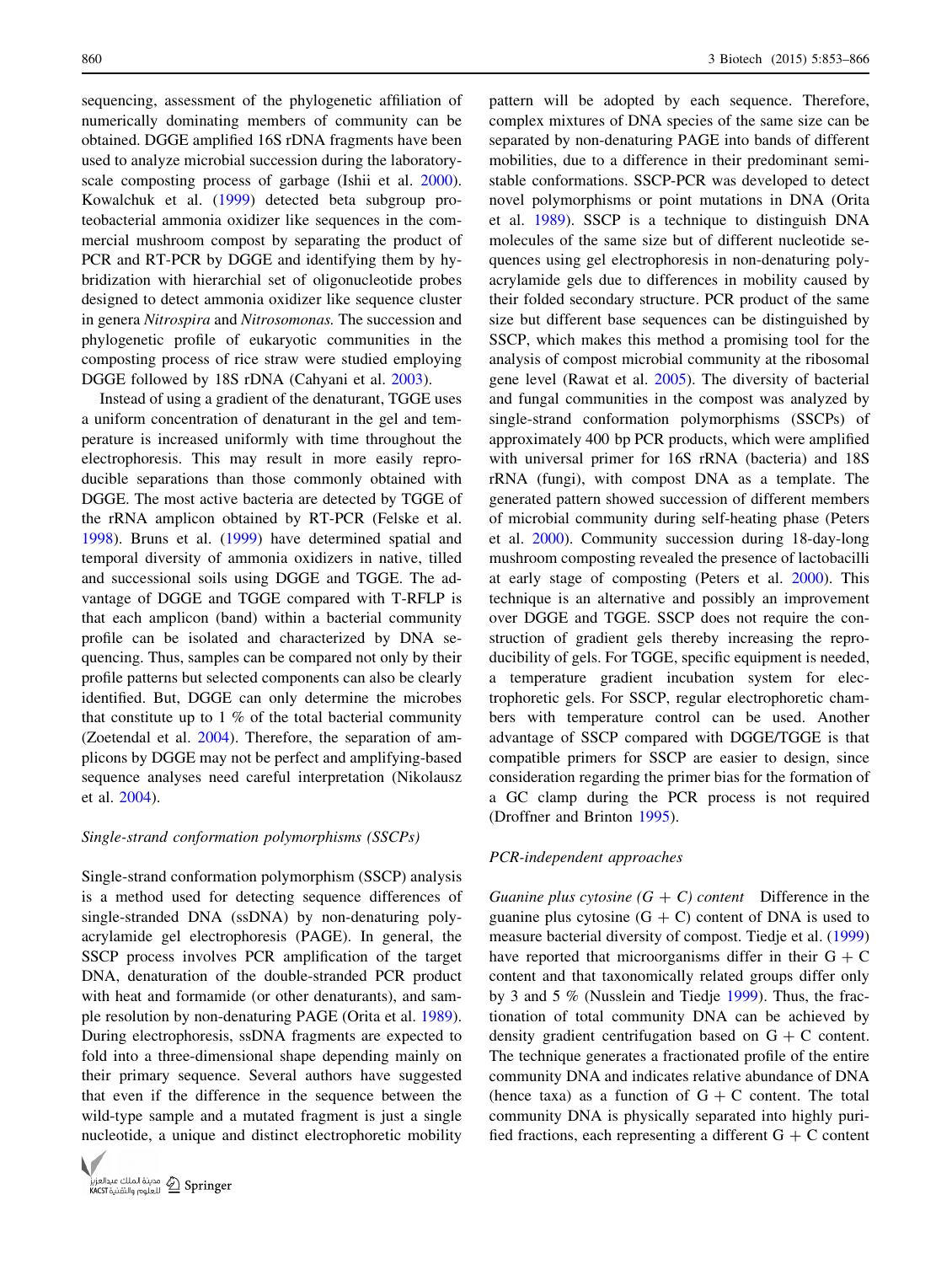sequencing, assessment of the phylogenetic affiliation of numerically dominating members of community can be obtained. DGGE amplified 16S rDNA fragments have been used to analyze microbial succession during the laboratory-scale composting process of garbage (Ishii et al. 2000). Kowalchuk et al. (1999) detected beta subgroup proteobacterial ammonia oxidizer like sequences in the commercial mushroom compost by separating the product of PCR and RT-PCR by DGGE and identifying them by hybridization with hierarchial set of oligonucleotide probes designed to detect ammonia oxidizer like sequence cluster in genera *Nitrospira* and *Nitrosomonas.* The succession and phylogenetic profile of eukaryotic communities in the composting process of rice straw were studied employing DGGE followed by 18S rDNA (Cahyani et al. 2003).

Instead of using a gradient of the denaturant, TGGE uses a uniform concentration of denaturant in the gel and temperature is increased uniformly with time throughout the electrophoresis. This may result in more easily reproducible separations than those commonly obtained with DGGE. The most active bacteria are detected by TGGE of the rRNA amplicon obtained by RT-PCR (Felske et al. 1998). Bruns et al. (1999) have determined spatial and temporal diversity of ammonia oxidizers in native, tilled and successional soils using DGGE and TGGE. The advantage of DGGE and TGGE compared with T-RFLP is that each amplicon (band) within a bacterial community profile can be isolated and characterized by DNA sequencing. Thus, samples can be compared not only by their profile patterns but selected components can also be clearly identified. But, DGGE can only determine the microbes that constitute up to 1 % of the total bacterial community (Zoetendal et al. 2004). Therefore, the separation of amplicons by DGGE may not be perfect and amplifying-based sequence analyses need careful interpretation (Nikolausz et al. 2004).

*Single-strand conformation polymorphisms (SSCPs)*

Single-strand conformation polymorphism (SSCP) analysis is a method used for detecting sequence differences of single-stranded DNA (ssDNA) by non-denaturing polyacrylamide gel electrophoresis (PAGE). In general, the SSCP process involves PCR amplification of the target DNA, denaturation of the double-stranded PCR product with heat and formamide (or other denaturants), and sample resolution by non-denaturing PAGE (Orita et al. 1989). During electrophoresis, ssDNA fragments are expected to fold into a three-dimensional shape depending mainly on their primary sequence. Several authors have suggested that even if the difference in the sequence between the wild-type sample and a mutated fragment is just a single nucleotide, a unique and distinct electrophoretic mobility pattern will be adopted by each sequence. Therefore, complex mixtures of DNA species of the same size can be separated by non-denaturing PAGE into bands of different mobilities, due to a difference in their predominant semi-stable conformations. SSCP-PCR was developed to detect novel polymorphisms or point mutations in DNA (Orita et al. 1989). SSCP is a technique to distinguish DNA molecules of the same size but of different nucleotide sequences using gel electrophoresis in non-denaturing polyacrylamide gels due to differences in mobility caused by their folded secondary structure. PCR product of the same size but different base sequences can be distinguished by SSCP, which makes this method a promising tool for the analysis of compost microbial community at the ribosomal gene level (Rawat et al. 2005). The diversity of bacterial and fungal communities in the compost was analyzed by single-strand conformation polymorphisms (SSCPs) of approximately 400 bp PCR products, which were amplified with universal primer for 16S rRNA (bacteria) and 18S rRNA (fungi), with compost DNA as a template. The generated pattern showed succession of different members of microbial community during self-heating phase (Peters et al. 2000). Community succession during 18-day-long mushroom composting revealed the presence of lactobacilli at early stage of composting (Peters et al. 2000). This technique is an alternative and possibly an improvement over DGGE and TGGE. SSCP does not require the construction of gradient gels thereby increasing the reproducibility of gels. For TGGE, specific equipment is needed, a temperature gradient incubation system for electrophoretic gels. For SSCP, regular electrophoretic chambers with temperature control can be used. Another advantage of SSCP compared with DGGE/TGGE is that compatible primers for SSCP are easier to design, since consideration regarding the primer bias for the formation of a GC clamp during the PCR process is not required (Droffner and Brinton 1995).

*PCR-independent approaches*

*Guanine plus cytosine (G + C) content* Difference in the guanine plus cytosine (G + C) content of DNA is used to measure bacterial diversity of compost. Tiedje et al. (1999) have reported that microorganisms differ in their G + C content and that taxonomically related groups differ only by 3 and 5 % (Nusslein and Tiedje 1999). Thus, the fractionation of total community DNA can be achieved by density gradient centrifugation based on G + C content. The technique generates a fractionated profile of the entire community DNA and indicates relative abundance of DNA (hence taxa) as a function of G + C content. The total community DNA is physically separated into highly purified fractions, each representing a different G + C content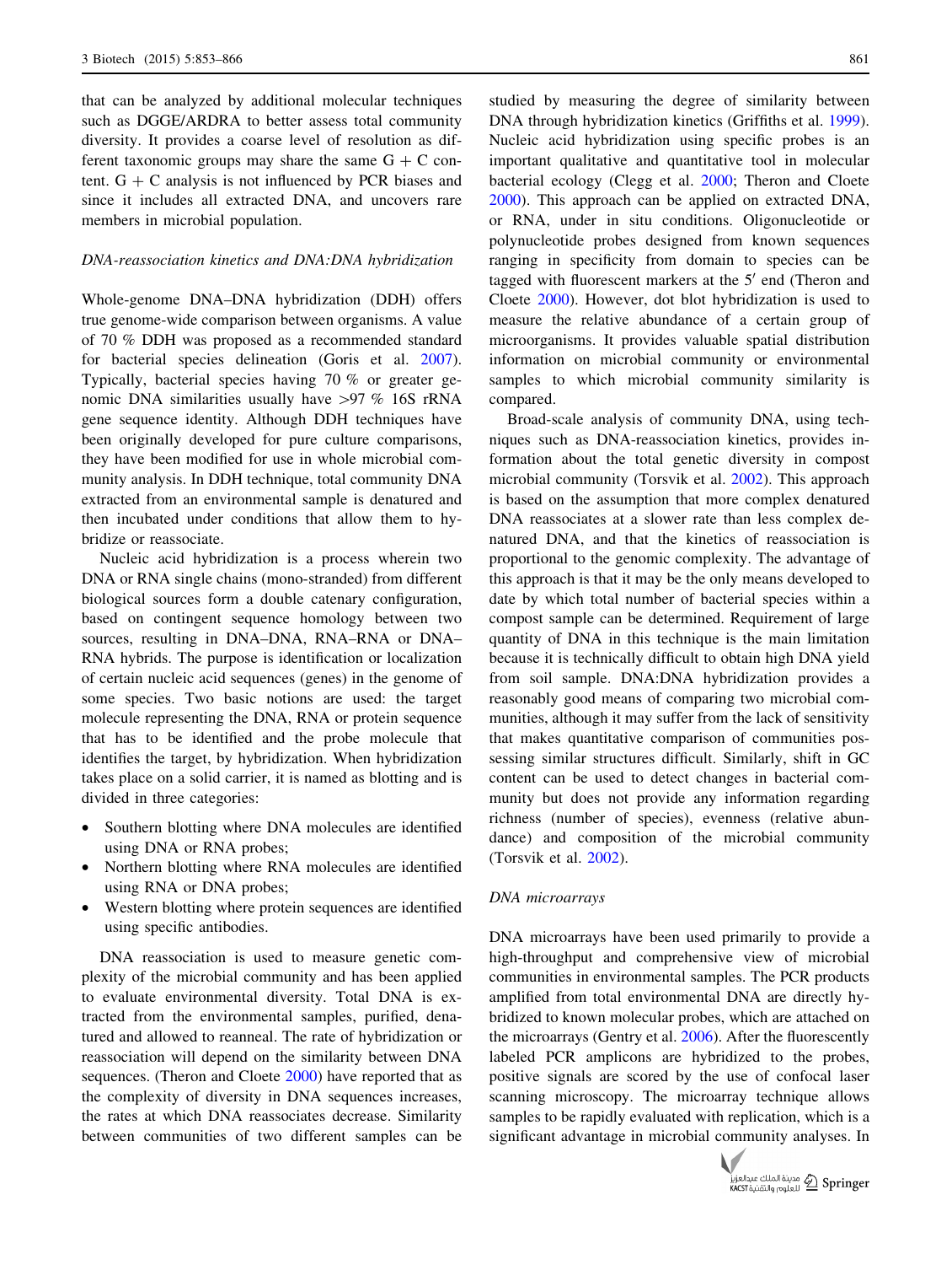that can be analyzed by additional molecular techniques such as DGGE/ARDRA to better assess total community diversity. It provides a coarse level of resolution as different taxonomic groups may share the same G + C content. G + C analysis is not influenced by PCR biases and since it includes all extracted DNA, and uncovers rare members in microbial population.

*DNA-reassociation kinetics and DNA:DNA hybridization*

Whole-genome DNA–DNA hybridization (DDH) offers true genome-wide comparison between organisms. A value of 70 % DDH was proposed as a recommended standard for bacterial species delineation (Goris et al. 2007). Typically, bacterial species having 70 % or greater genomic DNA similarities usually have >97 % 16S rRNA gene sequence identity. Although DDH techniques have been originally developed for pure culture comparisons, they have been modified for use in whole microbial community analysis. In DDH technique, total community DNA extracted from an environmental sample is denatured and then incubated under conditions that allow them to hybridize or reassociate.

Nucleic acid hybridization is a process wherein two DNA or RNA single chains (mono-stranded) from different biological sources form a double catenary configuration, based on contingent sequence homology between two sources, resulting in DNA–DNA, RNA–RNA or DNA–RNA hybrids. The purpose is identification or localization of certain nucleic acid sequences (genes) in the genome of some species. Two basic notions are used: the target molecule representing the DNA, RNA or protein sequence that has to be identified and the probe molecule that identifies the target, by hybridization. When hybridization takes place on a solid carrier, it is named as blotting and is divided in three categories:

- Southern blotting where DNA molecules are identified using DNA or RNA probes;
- Northern blotting where RNA molecules are identified using RNA or DNA probes;
- Western blotting where protein sequences are identified using specific antibodies.

DNA reassociation is used to measure genetic complexity of the microbial community and has been applied to evaluate environmental diversity. Total DNA is extracted from the environmental samples, purified, denatured and allowed to reanneal. The rate of hybridization or reassociation will depend on the similarity between DNA sequences. (Theron and Cloete 2000) have reported that as the complexity of diversity in DNA sequences increases, the rates at which DNA reassociates decrease. Similarity between communities of two different samples can be studied by measuring the degree of similarity between DNA through hybridization kinetics (Griffiths et al. 1999). Nucleic acid hybridization using specific probes is an important qualitative and quantitative tool in molecular bacterial ecology (Clegg et al. 2000; Theron and Cloete 2000). This approach can be applied on extracted DNA, or RNA, under in situ conditions. Oligonucleotide or polynucleotide probes designed from known sequences ranging in specificity from domain to species can be tagged with fluorescent markers at the 5′ end (Theron and Cloete 2000). However, dot blot hybridization is used to measure the relative abundance of a certain group of microorganisms. It provides valuable spatial distribution information on microbial community or environmental samples to which microbial community similarity is compared.

Broad-scale analysis of community DNA, using techniques such as DNA-reassociation kinetics, provides information about the total genetic diversity in compost microbial community (Torsvik et al. 2002). This approach is based on the assumption that more complex denatured DNA reassociates at a slower rate than less complex denatured DNA, and that the kinetics of reassociation is proportional to the genomic complexity. The advantage of this approach is that it may be the only means developed to date by which total number of bacterial species within a compost sample can be determined. Requirement of large quantity of DNA in this technique is the main limitation because it is technically difficult to obtain high DNA yield from soil sample. DNA:DNA hybridization provides a reasonably good means of comparing two microbial communities, although it may suffer from the lack of sensitivity that makes quantitative comparison of communities possessing similar structures difficult. Similarly, shift in GC content can be used to detect changes in bacterial community but does not provide any information regarding richness (number of species), evenness (relative abundance) and composition of the microbial community (Torsvik et al. 2002).

*DNA microarrays*

DNA microarrays have been used primarily to provide a high-throughput and comprehensive view of microbial communities in environmental samples. The PCR products amplified from total environmental DNA are directly hybridized to known molecular probes, which are attached on the microarrays (Gentry et al. 2006). After the fluorescently labeled PCR amplicons are hybridized to the probes, positive signals are scored by the use of confocal laser scanning microscopy. The microarray technique allows samples to be rapidly evaluated with replication, which is a significant advantage in microbial community analyses. In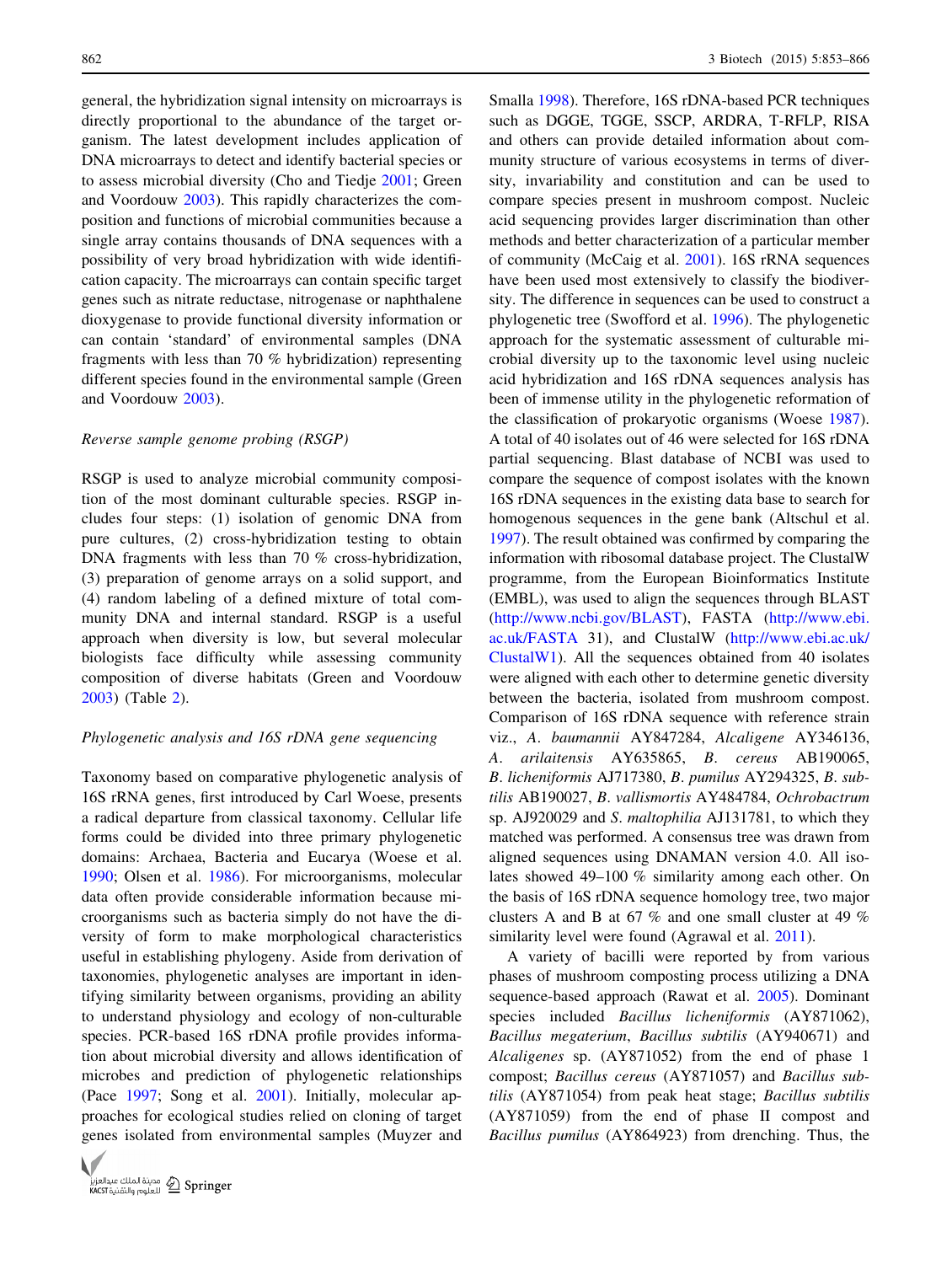general, the hybridization signal intensity on microarrays is directly proportional to the abundance of the target organism. The latest development includes application of DNA microarrays to detect and identify bacterial species or to assess microbial diversity (Cho and Tiedje 2001; Green and Voordouw 2003). This rapidly characterizes the composition and functions of microbial communities because a single array contains thousands of DNA sequences with a possibility of very broad hybridization with wide identification capacity. The microarrays can contain specific target genes such as nitrate reductase, nitrogenase or naphthalene dioxygenase to provide functional diversity information or can contain 'standard' of environmental samples (DNA fragments with less than 70 % hybridization) representing different species found in the environmental sample (Green and Voordouw 2003).

*Reverse sample genome probing (RSGP)*

RSGP is used to analyze microbial community composition of the most dominant culturable species. RSGP includes four steps: (1) isolation of genomic DNA from pure cultures, (2) cross-hybridization testing to obtain DNA fragments with less than 70 % cross-hybridization, (3) preparation of genome arrays on a solid support, and (4) random labeling of a defined mixture of total community DNA and internal standard. RSGP is a useful approach when diversity is low, but several molecular biologists face difficulty while assessing community composition of diverse habitats (Green and Voordouw 2003) (Table 2).

*Phylogenetic analysis and 16S rDNA gene sequencing*

Taxonomy based on comparative phylogenetic analysis of 16S rRNA genes, first introduced by Carl Woese, presents a radical departure from classical taxonomy. Cellular life forms could be divided into three primary phylogenetic domains: Archaea, Bacteria and Eucarya (Woese et al. 1990; Olsen et al. 1986). For microorganisms, molecular data often provide considerable information because microorganisms such as bacteria simply do not have the diversity of form to make morphological characteristics useful in establishing phylogeny. Aside from derivation of taxonomies, phylogenetic analyses are important in identifying similarity between organisms, providing an ability to understand physiology and ecology of non-culturable species. PCR-based 16S rDNA profile provides information about microbial diversity and allows identification of microbes and prediction of phylogenetic relationships (Pace 1997; Song et al. 2001). Initially, molecular approaches for ecological studies relied on cloning of target genes isolated from environmental samples (Muyzer and Smalla 1998). Therefore, 16S rDNA-based PCR techniques such as DGGE, TGGE, SSCP, ARDRA, T-RFLP, RISA and others can provide detailed information about community structure of various ecosystems in terms of diversity, invariability and constitution and can be used to compare species present in mushroom compost. Nucleic acid sequencing provides larger discrimination than other methods and better characterization of a particular member of community (McCaig et al. 2001). 16S rRNA sequences have been used most extensively to classify the biodiversity. The difference in sequences can be used to construct a phylogenetic tree (Swofford et al. 1996). The phylogenetic approach for the systematic assessment of culturable microbial diversity up to the taxonomic level using nucleic acid hybridization and 16S rDNA sequences analysis has been of immense utility in the phylogenetic reformation of the classification of prokaryotic organisms (Woese 1987). A total of 40 isolates out of 46 were selected for 16S rDNA partial sequencing. Blast database of NCBI was used to compare the sequence of compost isolates with the known 16S rDNA sequences in the existing data base to search for homogenous sequences in the gene bank (Altschul et al. 1997). The result obtained was confirmed by comparing the information with ribosomal database project. The ClustalW programme, from the European Bioinformatics Institute (EMBL), was used to align the sequences through BLAST (http://www.ncbi.gov/BLAST), FASTA (http://www.ebi.ac.uk/FASTA 31), and ClustalW (http://www.ebi.ac.uk/ClustalW1). All the sequences obtained from 40 isolates were aligned with each other to determine genetic diversity between the bacteria, isolated from mushroom compost. Comparison of 16S rDNA sequence with reference strain viz., *A. baumannii* AY847284, *Alcaligene* AY346136, *A. arilaitensis* AY635865, *B. cereus* AB190065, *B. licheniformis* AJ717380, *B. pumilus* AY294325, *B. subtilis* AB190027, *B. vallismortis* AY484784, *Ochrobactrum* sp. AJ920029 and *S. maltophilia* AJ131781, to which they matched was performed. A consensus tree was drawn from aligned sequences using DNAMAN version 4.0. All isolates showed 49–100 % similarity among each other. On the basis of 16S rDNA sequence homology tree, two major clusters A and B at 67 % and one small cluster at 49 % similarity level were found (Agrawal et al. 2011).

A variety of bacilli were reported by from various phases of mushroom composting process utilizing a DNA sequence-based approach (Rawat et al. 2005). Dominant species included *Bacillus licheniformis* (AY871062), *Bacillus megaterium*, *Bacillus subtilis* (AY940671) and *Alcaligenes* sp. (AY871052) from the end of phase 1 compost; *Bacillus cereus* (AY871057) and *Bacillus subtilis* (AY871054) from peak heat stage; *Bacillus subtilis* (AY871059) from the end of phase II compost and *Bacillus pumilus* (AY864923) from drenching. Thus, the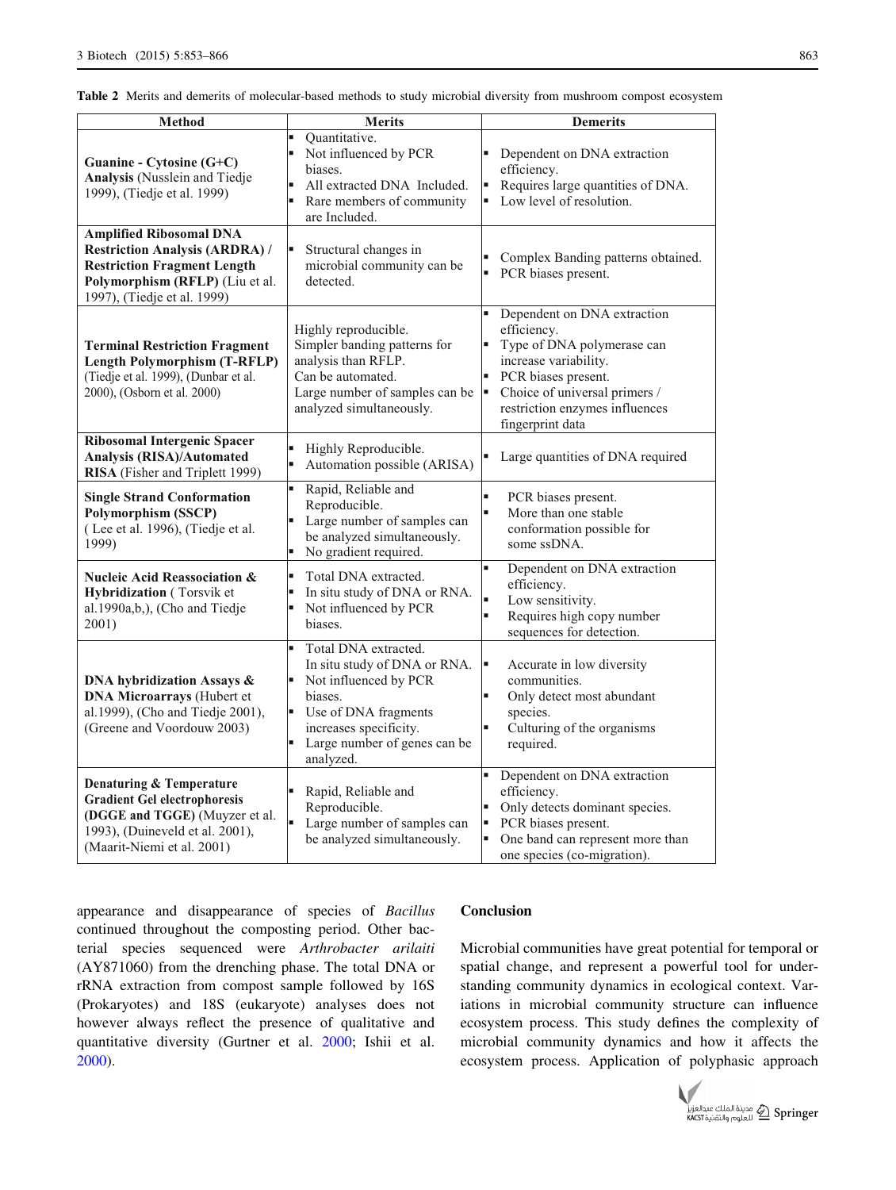**Table 2** Merits and demerits of molecular-based methods to study microbial diversity from mushroom compost ecosystem

| Method | Merits | Demerits |
| --- | --- | --- |
| **Guanine - Cytosine (G+C) Analysis** (Nusslein and Tiedje 1999), (Tiedje et al. 1999) | ▪ Quantitative.<br>▪ Not influenced by PCR biases.<br>▪ All extracted DNA Included.<br>▪ Rare members of community are Included. | ▪ Dependent on DNA extraction efficiency.<br>▪ Requires large quantities of DNA.<br>▪ Low level of resolution. |
| **Amplified Ribosomal DNA Restriction Analysis (ARDRA) / Restriction Fragment Length Polymorphism (RFLP)** (Liu et al. 1997), (Tiedje et al. 1999) | ▪ Structural changes in microbial community can be detected. | ▪ Complex Banding patterns obtained.<br>▪ PCR biases present. |
| **Terminal Restriction Fragment Length Polymorphism (T-RFLP)** (Tiedje et al. 1999), (Dunbar et al. 2000), (Osborn et al. 2000) | Highly reproducible.<br>Simpler banding patterns for analysis than RFLP.<br>Can be automated.<br>Large number of samples can be analyzed simultaneously. | ▪ Dependent on DNA extraction efficiency.<br>▪ Type of DNA polymerase can increase variability.<br>▪ PCR biases present.<br>▪ Choice of universal primers / restriction enzymes influences fingerprint data |
| **Ribosomal Intergenic Spacer Analysis (RISA)/Automated RISA** (Fisher and Triplett 1999) | ▪ Highly Reproducible.<br>▪ Automation possible (ARISA) | ▪ Large quantities of DNA required |
| **Single Strand Conformation Polymorphism (SSCP)** ( Lee et al. 1996), (Tiedje et al. 1999) | ▪ Rapid, Reliable and Reproducible.<br>▪ Large number of samples can be analyzed simultaneously.<br>▪ No gradient required. | ▪ PCR biases present.<br>▪ More than one stable conformation possible for some ssDNA. |
| **Nucleic Acid Reassociation & Hybridization** ( Torsvik et al.1990a,b,), (Cho and Tiedje 2001) | ▪ Total DNA extracted.<br>▪ In situ study of DNA or RNA.<br>▪ Not influenced by PCR biases. | ▪ Dependent on DNA extraction efficiency.<br>▪ Low sensitivity.<br>▪ Requires high copy number sequences for detection. |
| **DNA hybridization Assays & DNA Microarrays** (Hubert et al.1999), (Cho and Tiedje 2001), (Greene and Voordouw 2003) | ▪ Total DNA extracted. In situ study of DNA or RNA.<br>▪ Not influenced by PCR biases.<br>▪ Use of DNA fragments increases specificity.<br>▪ Large number of genes can be analyzed. | ▪ Accurate in low diversity communities.<br>▪ Only detect most abundant species.<br>▪ Culturing of the organisms required. |
| **Denaturing & Temperature Gradient Gel electrophoresis (DGGE and TGGE)** (Muyzer et al. 1993), (Duineveld et al. 2001), (Maarit-Niemi et al. 2001) | ▪ Rapid, Reliable and Reproducible.<br>▪ Large number of samples can be analyzed simultaneously. | ▪ Dependent on DNA extraction efficiency.<br>▪ Only detects dominant species.<br>▪ PCR biases present.<br>▪ One band can represent more than one species (co-migration). |

appearance and disappearance of species of *Bacillus* continued throughout the composting period. Other bacterial species sequenced were *Arthrobacter arilaiti* (AY871060) from the drenching phase. The total DNA or rRNA extraction from compost sample followed by 16S (Prokaryotes) and 18S (eukaryote) analyses does not however always reflect the presence of qualitative and quantitative diversity (Gurtner et al. 2000; Ishii et al. 2000).

## Conclusion

Microbial communities have great potential for temporal or spatial change, and represent a powerful tool for understanding community dynamics in ecological context. Variations in microbial community structure can influence ecosystem process. This study defines the complexity of microbial community dynamics and how it affects the ecosystem process. Application of polyphasic approach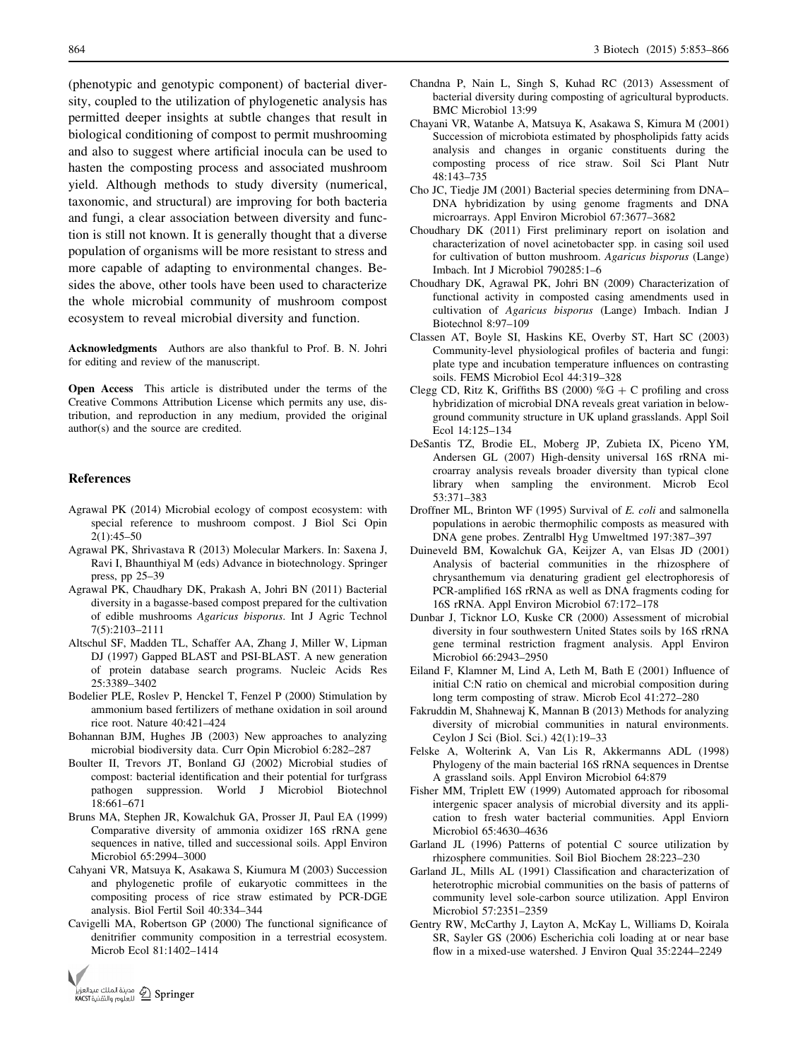(phenotypic and genotypic component) of bacterial diversity, coupled to the utilization of phylogenetic analysis has permitted deeper insights at subtle changes that result in biological conditioning of compost to permit mushrooming and also to suggest where artificial inocula can be used to hasten the composting process and associated mushroom yield. Although methods to study diversity (numerical, taxonomic, and structural) are improving for both bacteria and fungi, a clear association between diversity and function is still not known. It is generally thought that a diverse population of organisms will be more resistant to stress and more capable of adapting to environmental changes. Besides the above, other tools have been used to characterize the whole microbial community of mushroom compost ecosystem to reveal microbial diversity and function.

**Acknowledgments** Authors are also thankful to Prof. B. N. Johri for editing and review of the manuscript.

**Open Access** This article is distributed under the terms of the Creative Commons Attribution License which permits any use, distribution, and reproduction in any medium, provided the original author(s) and the source are credited.

## References

Agrawal PK (2014) Microbial ecology of compost ecosystem: with special reference to mushroom compost. J Biol Sci Opin 2(1):45–50

Agrawal PK, Shrivastava R (2013) Molecular Markers. In: Saxena J, Ravi I, Bhaunthiyal M (eds) Advance in biotechnology. Springer press, pp 25–39

Agrawal PK, Chaudhary DK, Prakash A, Johri BN (2011) Bacterial diversity in a bagasse-based compost prepared for the cultivation of edible mushrooms *Agaricus bisporus*. Int J Agric Technol 7(5):2103–2111

Altschul SF, Madden TL, Schaffer AA, Zhang J, Miller W, Lipman DJ (1997) Gapped BLAST and PSI-BLAST. A new generation of protein database search programs. Nucleic Acids Res 25:3389–3402

Bodelier PLE, Roslev P, Henckel T, Fenzel P (2000) Stimulation by ammonium based fertilizers of methane oxidation in soil around rice root. Nature 40:421–424

Bohannan BJM, Hughes JB (2003) New approaches to analyzing microbial biodiversity data. Curr Opin Microbiol 6:282–287

Boulter II, Trevors JT, Bonland GJ (2002) Microbial studies of compost: bacterial identification and their potential for turfgrass pathogen suppression. World J Microbiol Biotechnol 18:661–671

Bruns MA, Stephen JR, Kowalchuk GA, Prosser JI, Paul EA (1999) Comparative diversity of ammonia oxidizer 16S rRNA gene sequences in native, tilled and successional soils. Appl Environ Microbiol 65:2994–3000

Cahyani VR, Matsuya K, Asakawa S, Kiumura M (2003) Succession and phylogenetic profile of eukaryotic committees in the compositing process of rice straw estimated by PCR-DGE analysis. Biol Fertil Soil 40:334–344

Cavigelli MA, Robertson GP (2000) The functional significance of denitrifier community composition in a terrestrial ecosystem. Microb Ecol 81:1402–1414

Chandna P, Nain L, Singh S, Kuhad RC (2013) Assessment of bacterial diversity during composting of agricultural byproducts. BMC Microbiol 13:99

Chayani VR, Watanbe A, Matsuya K, Asakawa S, Kimura M (2001) Succession of microbiota estimated by phospholipids fatty acids analysis and changes in organic constituents during the composting process of rice straw. Soil Sci Plant Nutr 48:143–735

Cho JC, Tiedje JM (2001) Bacterial species determining from DNA–DNA hybridization by using genome fragments and DNA microarrays. Appl Environ Microbiol 67:3677–3682

Choudhary DK (2011) First preliminary report on isolation and characterization of novel acinetobacter spp. in casing soil used for cultivation of button mushroom. *Agaricus bisporus* (Lange) Imbach. Int J Microbiol 790285:1–6

Choudhary DK, Agrawal PK, Johri BN (2009) Characterization of functional activity in composted casing amendments used in cultivation of *Agaricus bisporus* (Lange) Imbach. Indian J Biotechnol 8:97–109

Classen AT, Boyle SI, Haskins KE, Overby ST, Hart SC (2003) Community-level physiological profiles of bacteria and fungi: plate type and incubation temperature influences on contrasting soils. FEMS Microbiol Ecol 44:319–328

Clegg CD, Ritz K, Griffiths BS (2000) %G + C profiling and cross hybridization of microbial DNA reveals great variation in below-ground community structure in UK upland grasslands. Appl Soil Ecol 14:125–134

DeSantis TZ, Brodie EL, Moberg JP, Zubieta IX, Piceno YM, Andersen GL (2007) High-density universal 16S rRNA microarray analysis reveals broader diversity than typical clone library when sampling the environment. Microb Ecol 53:371–383

Droffner ML, Brinton WF (1995) Survival of *E. coli* and salmonella populations in aerobic thermophilic composts as measured with DNA gene probes. Zentralbl Hyg Umweltmed 197:387–397

Duineveld BM, Kowalchuk GA, Keijzer A, van Elsas JD (2001) Analysis of bacterial communities in the rhizosphere of chrysanthemum via denaturing gradient gel electrophoresis of PCR-amplified 16S rRNA as well as DNA fragments coding for 16S rRNA. Appl Environ Microbiol 67:172–178

Dunbar J, Ticknor LO, Kuske CR (2000) Assessment of microbial diversity in four southwestern United States soils by 16S rRNA gene terminal restriction fragment analysis. Appl Environ Microbiol 66:2943–2950

Eiland F, Klamner M, Lind A, Leth M, Bath E (2001) Influence of initial C:N ratio on chemical and microbial composition during long term composting of straw. Microb Ecol 41:272–280

Fakruddin M, Shahnewaj K, Mannan B (2013) Methods for analyzing diversity of microbial communities in natural environments. Ceylon J Sci (Biol. Sci.) 42(1):19–33

Felske A, Wolterink A, Van Lis R, Akkermanns ADL (1998) Phylogeny of the main bacterial 16S rRNA sequences in Drentse A grassland soils. Appl Environ Microbiol 64:879

Fisher MM, Triplett EW (1999) Automated approach for ribosomal intergenic spacer analysis of microbial diversity and its application to fresh water bacterial communities. Appl Enviorn Microbiol 65:4630–4636

Garland JL (1996) Patterns of potential C source utilization by rhizosphere communities. Soil Biol Biochem 28:223–230

Garland JL, Mills AL (1991) Classification and characterization of heterotrophic microbial communities on the basis of patterns of community level sole-carbon source utilization. Appl Environ Microbiol 57:2351–2359

Gentry RW, McCarthy J, Layton A, McKay L, Williams D, Koirala SR, Sayler GS (2006) Escherichia coli loading at or near base flow in a mixed-use watershed. J Environ Qual 35:2244–2249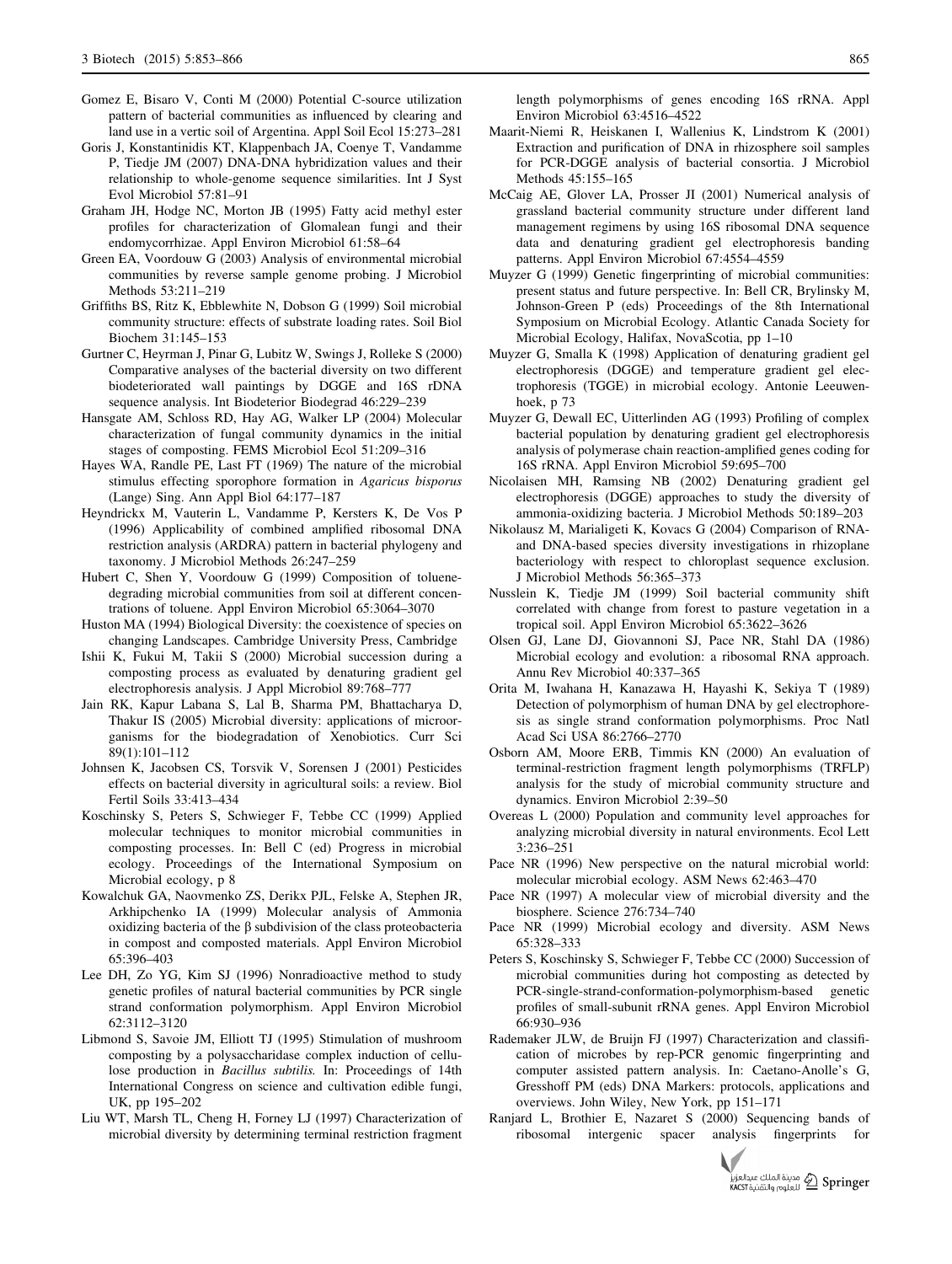Gomez E, Bisaro V, Conti M (2000) Potential C-source utilization pattern of bacterial communities as influenced by clearing and land use in a vertic soil of Argentina. Appl Soil Ecol 15:273–281

Goris J, Konstantinidis KT, Klappenbach JA, Coenye T, Vandamme P, Tiedje JM (2007) DNA-DNA hybridization values and their relationship to whole-genome sequence similarities. Int J Syst Evol Microbiol 57:81–91

Graham JH, Hodge NC, Morton JB (1995) Fatty acid methyl ester profiles for characterization of Glomalean fungi and their endomycorrhizae. Appl Environ Microbiol 61:58–64

Green EA, Voordouw G (2003) Analysis of environmental microbial communities by reverse sample genome probing. J Microbiol Methods 53:211–219

Griffiths BS, Ritz K, Ebblewhite N, Dobson G (1999) Soil microbial community structure: effects of substrate loading rates. Soil Biol Biochem 31:145–153

Gurtner C, Heyrman J, Pinar G, Lubitz W, Swings J, Rolleke S (2000) Comparative analyses of the bacterial diversity on two different biodeteriorated wall paintings by DGGE and 16S rDNA sequence analysis. Int Biodeterior Biodegrad 46:229–239

Hansgate AM, Schloss RD, Hay AG, Walker LP (2004) Molecular characterization of fungal community dynamics in the initial stages of composting. FEMS Microbiol Ecol 51:209–316

Hayes WA, Randle PE, Last FT (1969) The nature of the microbial stimulus effecting sporophore formation in *Agaricus bisporus* (Lange) Sing. Ann Appl Biol 64:177–187

Heyndrickx M, Vauterin L, Vandamme P, Kersters K, De Vos P (1996) Applicability of combined amplified ribosomal DNA restriction analysis (ARDRA) pattern in bacterial phylogeny and taxonomy. J Microbiol Methods 26:247–259

Hubert C, Shen Y, Voordouw G (1999) Composition of toluene-degrading microbial communities from soil at different concentrations of toluene. Appl Environ Microbiol 65:3064–3070

Huston MA (1994) Biological Diversity: the coexistence of species on changing Landscapes. Cambridge University Press, Cambridge

Ishii K, Fukui M, Takii S (2000) Microbial succession during a composting process as evaluated by denaturing gradient gel electrophoresis analysis. J Appl Microbiol 89:768–777

Jain RK, Kapur Labana S, Lal B, Sharma PM, Bhattacharya D, Thakur IS (2005) Microbial diversity: applications of microorganisms for the biodegradation of Xenobiotics. Curr Sci 89(1):101–112

Johnsen K, Jacobsen CS, Torsvik V, Sorensen J (2001) Pesticides effects on bacterial diversity in agricultural soils: a review. Biol Fertil Soils 33:413–434

Koschinsky S, Peters S, Schwieger F, Tebbe CC (1999) Applied molecular techniques to monitor microbial communities in composting processes. In: Bell C (ed) Progress in microbial ecology. Proceedings of the International Symposium on Microbial ecology, p 8

Kowalchuk GA, Naovmenko ZS, Derikx PJL, Felske A, Stephen JR, Arkhipchenko IA (1999) Molecular analysis of Ammonia oxidizing bacteria of the β subdivision of the class proteobacteria in compost and composted materials. Appl Environ Microbiol 65:396–403

Lee DH, Zo YG, Kim SJ (1996) Nonradioactive method to study genetic profiles of natural bacterial communities by PCR single strand conformation polymorphism. Appl Environ Microbiol 62:3112–3120

Libmond S, Savoie JM, Elliott TJ (1995) Stimulation of mushroom composting by a polysaccharidase complex induction of cellulose production in *Bacillus subtilis.* In: Proceedings of 14th International Congress on science and cultivation edible fungi, UK, pp 195–202

Liu WT, Marsh TL, Cheng H, Forney LJ (1997) Characterization of microbial diversity by determining terminal restriction fragment length polymorphisms of genes encoding 16S rRNA. Appl Environ Microbiol 63:4516–4522

Maarit-Niemi R, Heiskanen I, Wallenius K, Lindstrom K (2001) Extraction and purification of DNA in rhizosphere soil samples for PCR-DGGE analysis of bacterial consortia. J Microbiol Methods 45:155–165

McCaig AE, Glover LA, Prosser JI (2001) Numerical analysis of grassland bacterial community structure under different land management regimens by using 16S ribosomal DNA sequence data and denaturing gradient gel electrophoresis banding patterns. Appl Environ Microbiol 67:4554–4559

Muyzer G (1999) Genetic fingerprinting of microbial communities: present status and future perspective. In: Bell CR, Brylinsky M, Johnson-Green P (eds) Proceedings of the 8th International Symposium on Microbial Ecology. Atlantic Canada Society for Microbial Ecology, Halifax, NovaScotia, pp 1–10

Muyzer G, Smalla K (1998) Application of denaturing gradient gel electrophoresis (DGGE) and temperature gradient gel electrophoresis (TGGE) in microbial ecology. Antonie Leeuwenhoek, p 73

Muyzer G, Dewall EC, Uitterlinden AG (1993) Profiling of complex bacterial population by denaturing gradient gel electrophoresis analysis of polymerase chain reaction-amplified genes coding for 16S rRNA. Appl Environ Microbiol 59:695–700

Nicolaisen MH, Ramsing NB (2002) Denaturing gradient gel electrophoresis (DGGE) approaches to study the diversity of ammonia-oxidizing bacteria. J Microbiol Methods 50:189–203

Nikolausz M, Marialigeti K, Kovacs G (2004) Comparison of RNA- and DNA-based species diversity investigations in rhizoplane bacteriology with respect to chloroplast sequence exclusion. J Microbiol Methods 56:365–373

Nusslein K, Tiedje JM (1999) Soil bacterial community shift correlated with change from forest to pasture vegetation in a tropical soil. Appl Environ Microbiol 65:3622–3626

Olsen GJ, Lane DJ, Giovannoni SJ, Pace NR, Stahl DA (1986) Microbial ecology and evolution: a ribosomal RNA approach. Annu Rev Microbiol 40:337–365

Orita M, Iwahana H, Kanazawa H, Hayashi K, Sekiya T (1989) Detection of polymorphism of human DNA by gel electrophoresis as single strand conformation polymorphisms. Proc Natl Acad Sci USA 86:2766–2770

Osborn AM, Moore ERB, Timmis KN (2000) An evaluation of terminal-restriction fragment length polymorphisms (TRFLP) analysis for the study of microbial community structure and dynamics. Environ Microbiol 2:39–50

Overeas L (2000) Population and community level approaches for analyzing microbial diversity in natural environments. Ecol Lett 3:236–251

Pace NR (1996) New perspective on the natural microbial world: molecular microbial ecology. ASM News 62:463–470

Pace NR (1997) A molecular view of microbial diversity and the biosphere. Science 276:734–740

Pace NR (1999) Microbial ecology and diversity. ASM News 65:328–333

Peters S, Koschinsky S, Schwieger F, Tebbe CC (2000) Succession of microbial communities during hot composting as detected by PCR-single-strand-conformation-polymorphism-based genetic profiles of small-subunit rRNA genes. Appl Environ Microbiol 66:930–936

Rademaker JLW, de Bruijn FJ (1997) Characterization and classification of microbes by rep-PCR genomic fingerprinting and computer assisted pattern analysis. In: Caetano-Anolle's G, Gresshoff PM (eds) DNA Markers: protocols, applications and overviews. John Wiley, New York, pp 151–171

Ranjard L, Brothier E, Nazaret S (2000) Sequencing bands of ribosomal intergenic spacer analysis fingerprints for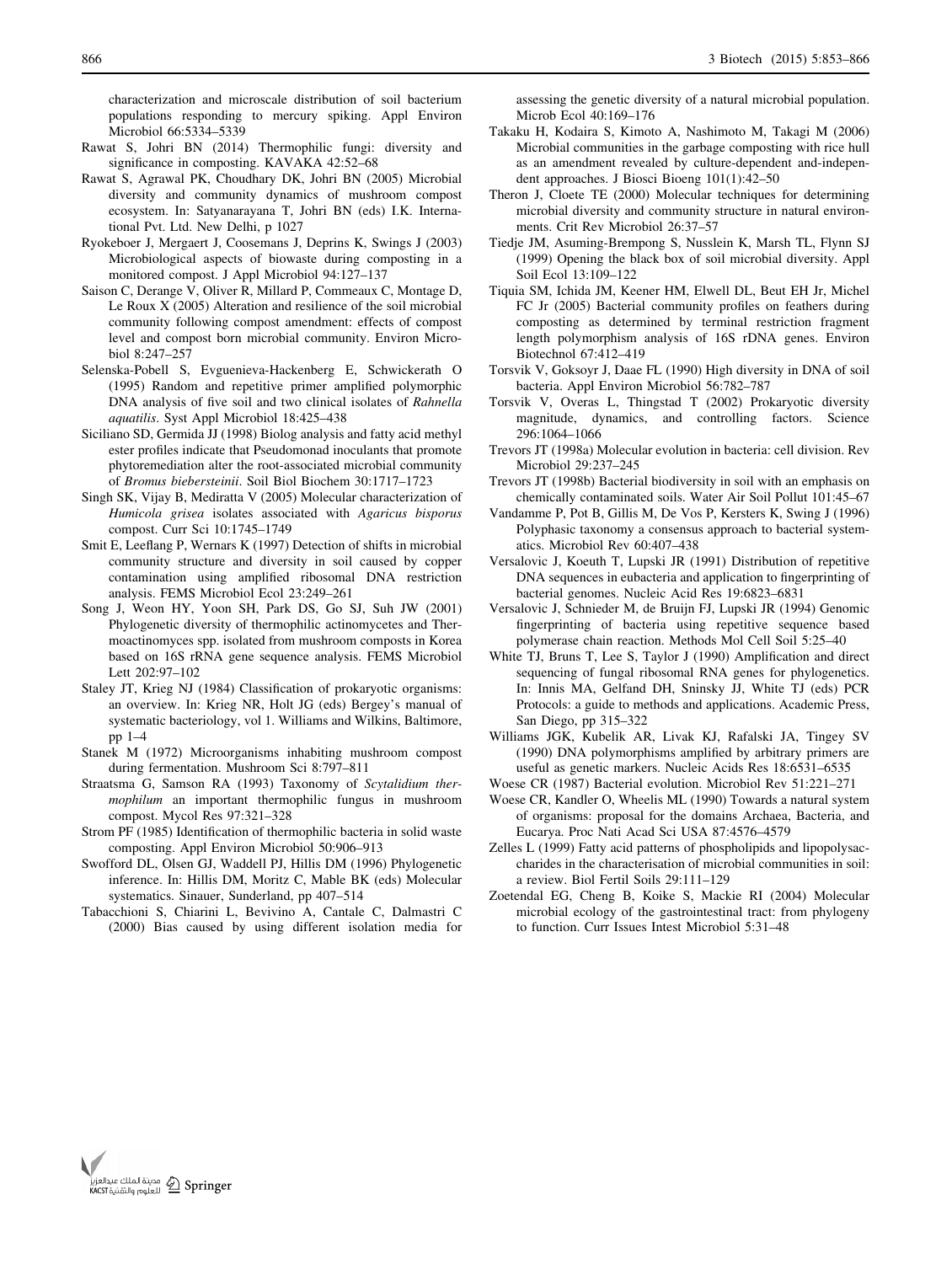characterization and microscale distribution of soil bacterium populations responding to mercury spiking. Appl Environ Microbiol 66:5334–5339

Rawat S, Johri BN (2014) Thermophilic fungi: diversity and significance in composting. KAVAKA 42:52–68

Rawat S, Agrawal PK, Choudhary DK, Johri BN (2005) Microbial diversity and community dynamics of mushroom compost ecosystem. In: Satyanarayana T, Johri BN (eds) I.K. International Pvt. Ltd. New Delhi, p 1027

Ryokeboer J, Mergaert J, Coosemans J, Deprins K, Swings J (2003) Microbiological aspects of biowaste during composting in a monitored compost. J Appl Microbiol 94:127–137

Saison C, Derange V, Oliver R, Millard P, Commeaux C, Montage D, Le Roux X (2005) Alteration and resilience of the soil microbial community following compost amendment: effects of compost level and compost born microbial community. Environ Microbiol 8:247–257

Selenska-Pobell S, Evguenieva-Hackenberg E, Schwickerath O (1995) Random and repetitive primer amplified polymorphic DNA analysis of five soil and two clinical isolates of *Rahnella aquatilis*. Syst Appl Microbiol 18:425–438

Siciliano SD, Germida JJ (1998) Biolog analysis and fatty acid methyl ester profiles indicate that Pseudomonad inoculants that promote phytoremediation alter the root-associated microbial community of *Bromus biebersteinii*. Soil Biol Biochem 30:1717–1723

Singh SK, Vijay B, Mediratta V (2005) Molecular characterization of *Humicola grisea* isolates associated with *Agaricus bisporus* compost. Curr Sci 10:1745–1749

Smit E, Leeflang P, Wernars K (1997) Detection of shifts in microbial community structure and diversity in soil caused by copper contamination using amplified ribosomal DNA restriction analysis. FEMS Microbiol Ecol 23:249–261

Song J, Weon HY, Yoon SH, Park DS, Go SJ, Suh JW (2001) Phylogenetic diversity of thermophilic actinomycetes and Thermoactinomyces spp. isolated from mushroom composts in Korea based on 16S rRNA gene sequence analysis. FEMS Microbiol Lett 202:97–102

Staley JT, Krieg NJ (1984) Classification of prokaryotic organisms: an overview. In: Krieg NR, Holt JG (eds) Bergey's manual of systematic bacteriology, vol 1. Williams and Wilkins, Baltimore, pp 1–4

Stanek M (1972) Microorganisms inhabiting mushroom compost during fermentation. Mushroom Sci 8:797–811

Straatsma G, Samson RA (1993) Taxonomy of *Scytalidium thermophilum* an important thermophilic fungus in mushroom compost. Mycol Res 97:321–328

Strom PF (1985) Identification of thermophilic bacteria in solid waste composting. Appl Environ Microbiol 50:906–913

Swofford DL, Olsen GJ, Waddell PJ, Hillis DM (1996) Phylogenetic inference. In: Hillis DM, Moritz C, Mable BK (eds) Molecular systematics. Sinauer, Sunderland, pp 407–514

Tabacchioni S, Chiarini L, Bevivino A, Cantale C, Dalmastri C (2000) Bias caused by using different isolation media for assessing the genetic diversity of a natural microbial population. Microb Ecol 40:169–176

Takaku H, Kodaira S, Kimoto A, Nashimoto M, Takagi M (2006) Microbial communities in the garbage composting with rice hull as an amendment revealed by culture-dependent and-independent approaches. J Biosci Bioeng 101(1):42–50

Theron J, Cloete TE (2000) Molecular techniques for determining microbial diversity and community structure in natural environments. Crit Rev Microbiol 26:37–57

Tiedje JM, Asuming-Brempong S, Nusslein K, Marsh TL, Flynn SJ (1999) Opening the black box of soil microbial diversity. Appl Soil Ecol 13:109–122

Tiquia SM, Ichida JM, Keener HM, Elwell DL, Beut EH Jr, Michel FC Jr (2005) Bacterial community profiles on feathers during composting as determined by terminal restriction fragment length polymorphism analysis of 16S rDNA genes. Environ Biotechnol 67:412–419

Torsvik V, Goksoyr J, Daae FL (1990) High diversity in DNA of soil bacteria. Appl Environ Microbiol 56:782–787

Torsvik V, Overas L, Thingstad T (2002) Prokaryotic diversity magnitude, dynamics, and controlling factors. Science 296:1064–1066

Trevors JT (1998a) Molecular evolution in bacteria: cell division. Rev Microbiol 29:237–245

Trevors JT (1998b) Bacterial biodiversity in soil with an emphasis on chemically contaminated soils. Water Air Soil Pollut 101:45–67

Vandamme P, Pot B, Gillis M, De Vos P, Kersters K, Swing J (1996) Polyphasic taxonomy a consensus approach to bacterial systematics. Microbiol Rev 60:407–438

Versalovic J, Koeuth T, Lupski JR (1991) Distribution of repetitive DNA sequences in eubacteria and application to fingerprinting of bacterial genomes. Nucleic Acid Res 19:6823–6831

Versalovic J, Schnieder M, de Bruijn FJ, Lupski JR (1994) Genomic fingerprinting of bacteria using repetitive sequence based polymerase chain reaction. Methods Mol Cell Soil 5:25–40

White TJ, Bruns T, Lee S, Taylor J (1990) Amplification and direct sequencing of fungal ribosomal RNA genes for phylogenetics. In: Innis MA, Gelfand DH, Sninsky JJ, White TJ (eds) PCR Protocols: a guide to methods and applications. Academic Press, San Diego, pp 315–322

Williams JGK, Kubelik AR, Livak KJ, Rafalski JA, Tingey SV (1990) DNA polymorphisms amplified by arbitrary primers are useful as genetic markers. Nucleic Acids Res 18:6531–6535

Woese CR (1987) Bacterial evolution. Microbiol Rev 51:221–271

Woese CR, Kandler O, Wheelis ML (1990) Towards a natural system of organisms: proposal for the domains Archaea, Bacteria, and Eucarya. Proc Nati Acad Sci USA 87:4576–4579

Zelles L (1999) Fatty acid patterns of phospholipids and lipopolysaccharides in the characterisation of microbial communities in soil: a review. Biol Fertil Soils 29:111–129

Zoetendal EG, Cheng B, Koike S, Mackie RI (2004) Molecular microbial ecology of the gastrointestinal tract: from phylogeny to function. Curr Issues Intest Microbiol 5:31–48